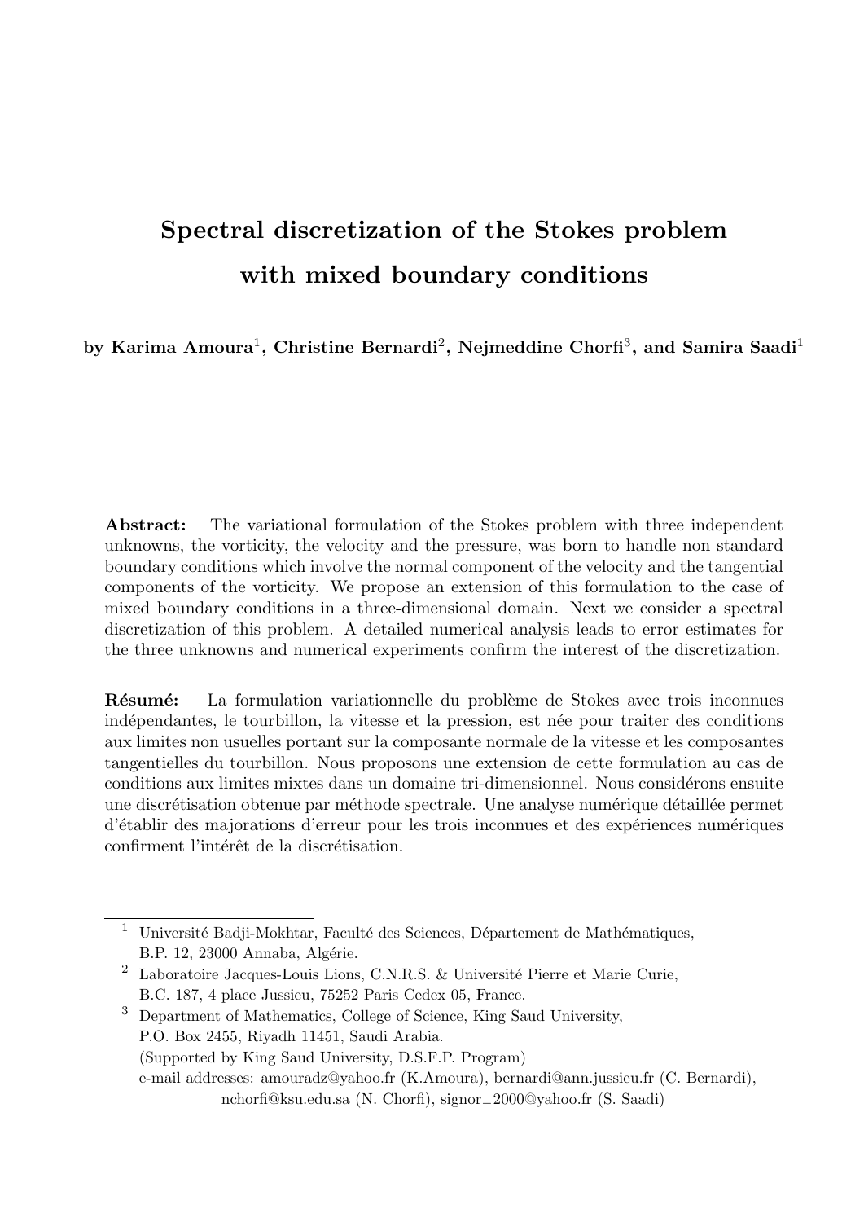# Spectral discretization of the Stokes problem with mixed boundary conditions

**by Karima Amoura[1], Christine Bernardi[2], Nejmeddine Chorfi[3], and Samira Saadi[1]**

**Abstract:** The variational formulation of the Stokes problem with three independent unknowns, the vorticity, the velocity and the pressure, was born to handle non standard boundary conditions which involve the normal component of the velocity and the tangential components of the vorticity. We propose an extension of this formulation to the case of mixed boundary conditions in a three-dimensional domain. Next we consider a spectral discretization of this problem. A detailed numerical analysis leads to error estimates for the three unknowns and numerical experiments confirm the interest of the discretization.

**Résumé:** La formulation variationnelle du problème de Stokes avec trois inconnues indépendantes, le tourbillon, la vitesse et la pression, est née pour traiter des conditions aux limites non usuelles portant sur la composante normale de la vitesse et les composantes tangentielles du tourbillon. Nous proposons une extension de cette formulation au cas de conditions aux limites mixtes dans un domaine tri-dimensionnel. Nous considérons ensuite une discrétisation obtenue par méthode spectrale. Une analyse numérique détaillée permet d'établir des majorations d'erreur pour les trois inconnues et des expériences numériques confirment l'intérêt de la discrétisation.

---

[1] Université Badji-Mokhtar, Faculté des Sciences, Département de Mathématiques, B.P. 12, 23000 Annaba, Algérie.

[2] Laboratoire Jacques-Louis Lions, C.N.R.S. & Université Pierre et Marie Curie, B.C. 187, 4 place Jussieu, 75252 Paris Cedex 05, France.

[3] Department of Mathematics, College of Science, King Saud University, P.O. Box 2455, Riyadh 11451, Saudi Arabia. (Supported by King Saud University, D.S.F.P. Program)

e-mail addresses: amouradz@yahoo.fr (K.Amoura), bernardi@ann.jussieu.fr (C. Bernardi), nchorfi@ksu.edu.sa (N. Chorfi), signor_2000@yahoo.fr (S. Saadi)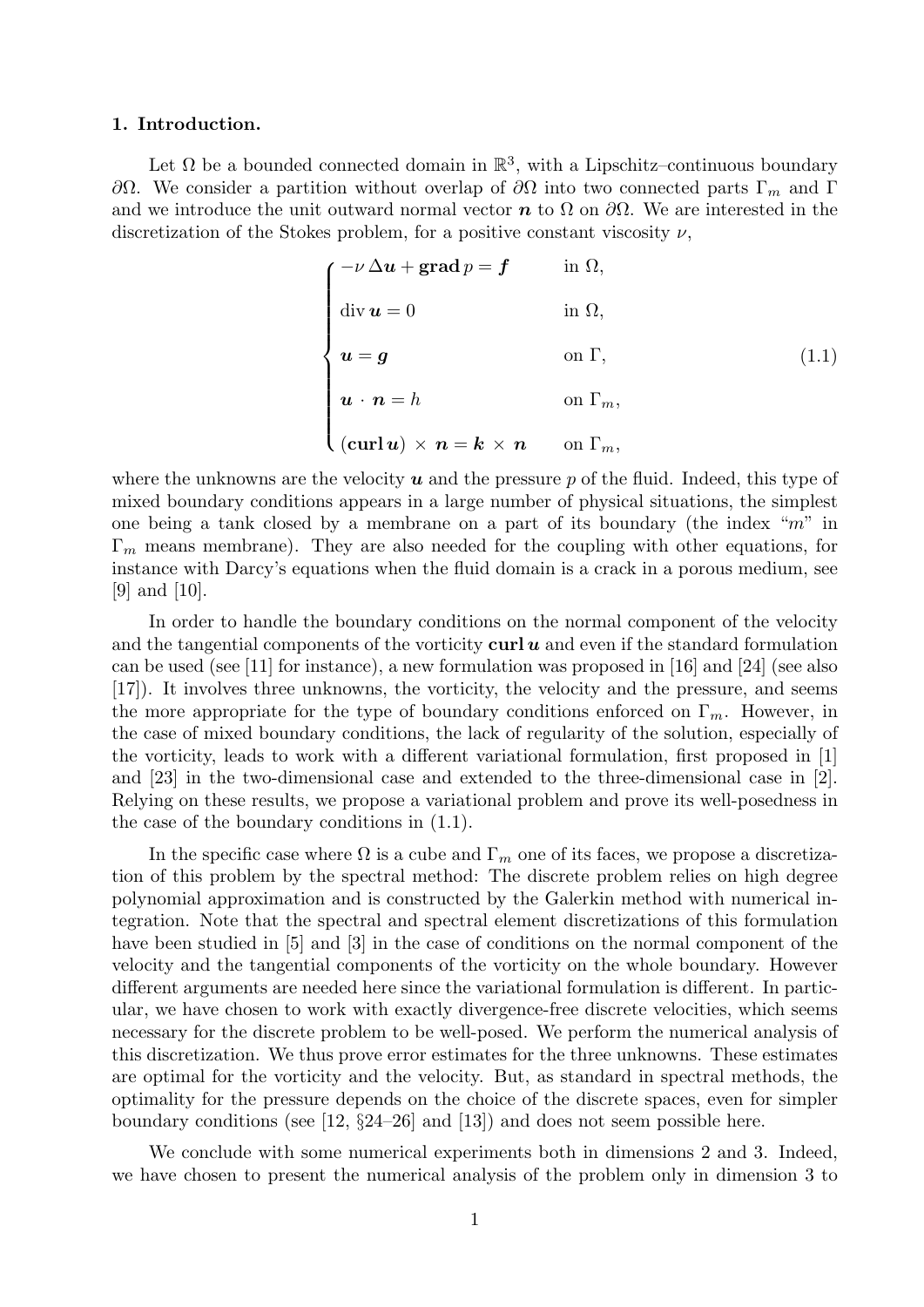## 1. Introduction.

Let $\Omega$ be a bounded connected domain in $\mathbb{R}^3$, with a Lipschitz–continuous boundary $\partial\Omega$. We consider a partition without overlap of $\partial\Omega$ into two connected parts $\Gamma_m$ and $\Gamma$ and we introduce the unit outward normal vector $\boldsymbol{n}$ to $\Omega$ on $\partial\Omega$. We are interested in the discretization of the Stokes problem, for a positive constant viscosity $\nu$,

$$\begin{cases} -\nu\,\Delta\boldsymbol{u} + \mathbf{grad}\,p = \boldsymbol{f} & \text{in } \Omega, \\ \operatorname{div}\boldsymbol{u} = 0 & \text{in } \Omega, \\ \boldsymbol{u} = \boldsymbol{g} & \text{on } \Gamma, \\ \boldsymbol{u}\cdot\boldsymbol{n} = h & \text{on } \Gamma_m, \\ (\mathbf{curl}\,\boldsymbol{u})\times\boldsymbol{n} = \boldsymbol{k}\times\boldsymbol{n} & \text{on } \Gamma_m, \end{cases} \tag{1.1}$$

where the unknowns are the velocity $\boldsymbol{u}$ and the pressure $p$ of the fluid. Indeed, this type of mixed boundary conditions appears in a large number of physical situations, the simplest one being a tank closed by a membrane on a part of its boundary (the index "$m$" in $\Gamma_m$ means membrane). They are also needed for the coupling with other equations, for instance with Darcy's equations when the fluid domain is a crack in a porous medium, see [9] and [10].

In order to handle the boundary conditions on the normal component of the velocity and the tangential components of the vorticity $\mathbf{curl}\,\boldsymbol{u}$ and even if the standard formulation can be used (see [11] for instance), a new formulation was proposed in [16] and [24] (see also [17]). It involves three unknowns, the vorticity, the velocity and the pressure, and seems the more appropriate for the type of boundary conditions enforced on $\Gamma_m$. However, in the case of mixed boundary conditions, the lack of regularity of the solution, especially of the vorticity, leads to work with a different variational formulation, first proposed in [1] and [23] in the two-dimensional case and extended to the three-dimensional case in [2]. Relying on these results, we propose a variational problem and prove its well-posedness in the case of the boundary conditions in (1.1).

In the specific case where $\Omega$ is a cube and $\Gamma_m$ one of its faces, we propose a discretization of this problem by the spectral method: The discrete problem relies on high degree polynomial approximation and is constructed by the Galerkin method with numerical integration. Note that the spectral and spectral element discretizations of this formulation have been studied in [5] and [3] in the case of conditions on the normal component of the velocity and the tangential components of the vorticity on the whole boundary. However different arguments are needed here since the variational formulation is different. In particular, we have chosen to work with exactly divergence-free discrete velocities, which seems necessary for the discrete problem to be well-posed. We perform the numerical analysis of this discretization. We thus prove error estimates for the three unknowns. These estimates are optimal for the vorticity and the velocity. But, as standard in spectral methods, the optimality for the pressure depends on the choice of the discrete spaces, even for simpler boundary conditions (see [12, §24–26] and [13]) and does not seem possible here.

We conclude with some numerical experiments both in dimensions 2 and 3. Indeed, we have chosen to present the numerical analysis of the problem only in dimension 3 to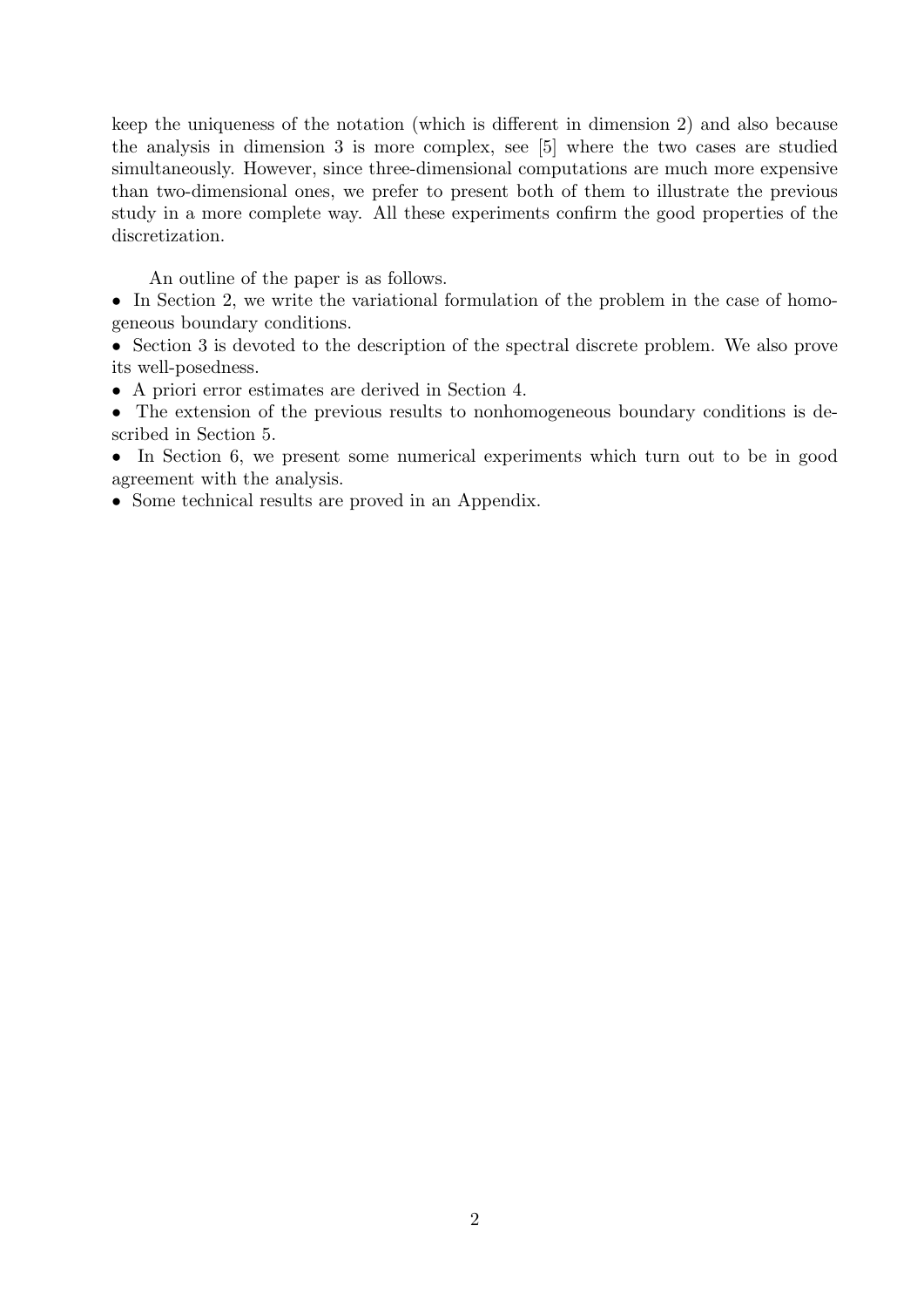keep the uniqueness of the notation (which is different in dimension 2) and also because the analysis in dimension 3 is more complex, see [5] where the two cases are studied simultaneously. However, since three-dimensional computations are much more expensive than two-dimensional ones, we prefer to present both of them to illustrate the previous study in a more complete way. All these experiments confirm the good properties of the discretization.

An outline of the paper is as follows.

- In Section 2, we write the variational formulation of the problem in the case of homogeneous boundary conditions.
- Section 3 is devoted to the description of the spectral discrete problem. We also prove its well-posedness.
- A priori error estimates are derived in Section 4.
- The extension of the previous results to nonhomogeneous boundary conditions is described in Section 5.
- In Section 6, we present some numerical experiments which turn out to be in good agreement with the analysis.
- Some technical results are proved in an Appendix.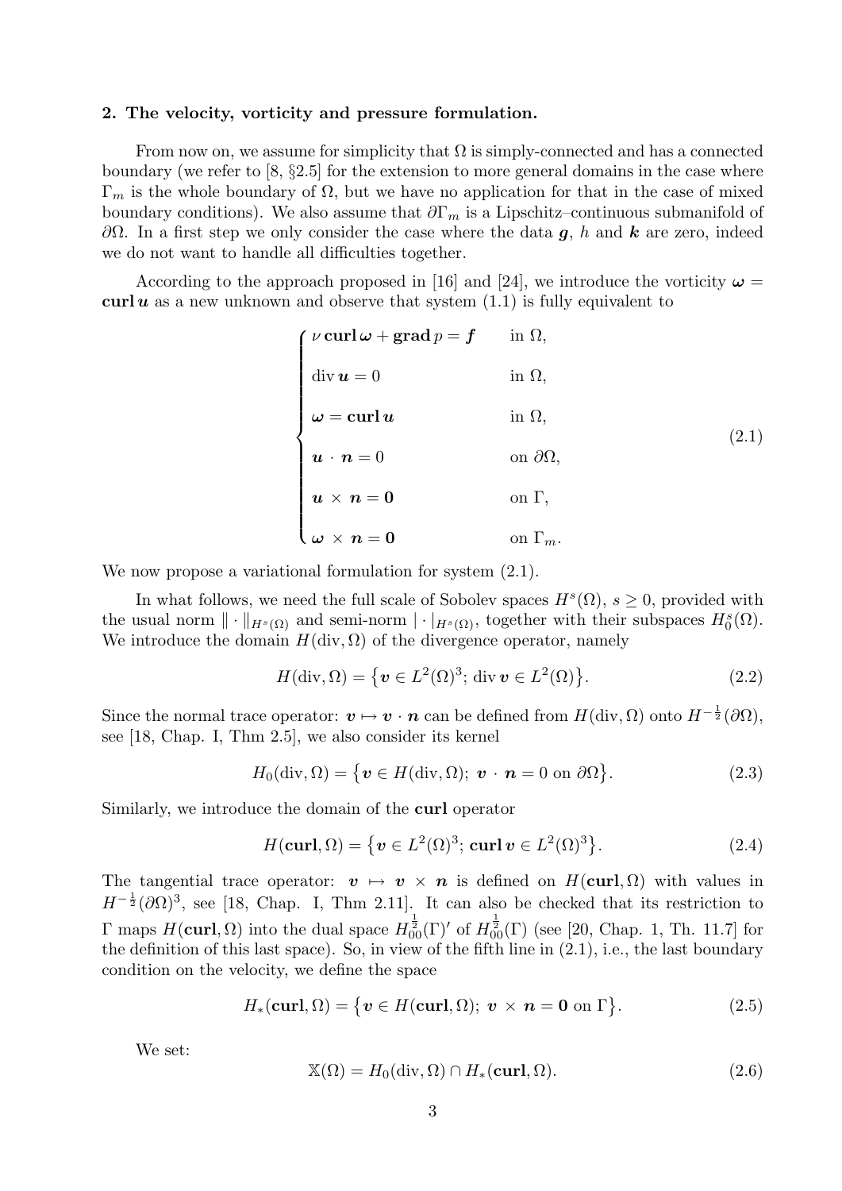**2. The velocity, vorticity and pressure formulation.**

From now on, we assume for simplicity that $\Omega$ is simply-connected and has a connected boundary (we refer to [8, §2.5] for the extension to more general domains in the case where $\Gamma_m$ is the whole boundary of $\Omega$, but we have no application for that in the case of mixed boundary conditions). We also assume that $\partial\Gamma_m$ is a Lipschitz–continuous submanifold of $\partial\Omega$. In a first step we only consider the case where the data $\boldsymbol{g}$, $h$ and $\boldsymbol{k}$ are zero, indeed we do not want to handle all difficulties together.

According to the approach proposed in [16] and [24], we introduce the vorticity $\boldsymbol{\omega} = \mathbf{curl}\, \boldsymbol{u}$ as a new unknown and observe that system (1.1) is fully equivalent to

$$
\begin{cases}
\nu\, \mathbf{curl}\, \boldsymbol{\omega} + \mathbf{grad}\, p = \boldsymbol{f} & \text{in } \Omega, \\
\operatorname{div} \boldsymbol{u} = 0 & \text{in } \Omega, \\
\boldsymbol{\omega} = \mathbf{curl}\, \boldsymbol{u} & \text{in } \Omega, \\
\boldsymbol{u} \cdot \boldsymbol{n} = 0 & \text{on } \partial\Omega, \\
\boldsymbol{u} \times \boldsymbol{n} = \boldsymbol{0} & \text{on } \Gamma, \\
\boldsymbol{\omega} \times \boldsymbol{n} = \boldsymbol{0} & \text{on } \Gamma_m.
\end{cases}
\tag{2.1}
$$

We now propose a variational formulation for system (2.1).

In what follows, we need the full scale of Sobolev spaces $H^s(\Omega)$, $s \geq 0$, provided with the usual norm $\|\cdot\|_{H^s(\Omega)}$ and semi-norm $|\cdot|_{H^s(\Omega)}$, together with their subspaces $H^s_0(\Omega)$. We introduce the domain $H(\operatorname{div}, \Omega)$ of the divergence operator, namely

$$
H(\operatorname{div}, \Omega) = \left\{ \boldsymbol{v} \in L^2(\Omega)^3;\ \operatorname{div} \boldsymbol{v} \in L^2(\Omega) \right\}. \tag{2.2}
$$

Since the normal trace operator: $\boldsymbol{v} \mapsto \boldsymbol{v} \cdot \boldsymbol{n}$ can be defined from $H(\operatorname{div}, \Omega)$ onto $H^{-\frac{1}{2}}(\partial\Omega)$, see [18, Chap. I, Thm 2.5], we also consider its kernel

$$
H_0(\operatorname{div}, \Omega) = \left\{ \boldsymbol{v} \in H(\operatorname{div}, \Omega);\ \boldsymbol{v} \cdot \boldsymbol{n} = 0 \text{ on } \partial\Omega \right\}. \tag{2.3}
$$

Similarly, we introduce the domain of the $\mathbf{curl}$ operator

$$
H(\mathbf{curl}, \Omega) = \left\{ \boldsymbol{v} \in L^2(\Omega)^3;\ \mathbf{curl}\, \boldsymbol{v} \in L^2(\Omega)^3 \right\}. \tag{2.4}
$$

The tangential trace operator: $\boldsymbol{v} \mapsto \boldsymbol{v} \times \boldsymbol{n}$ is defined on $H(\mathbf{curl}, \Omega)$ with values in $H^{-\frac{1}{2}}(\partial\Omega)^3$, see [18, Chap. I, Thm 2.11]. It can also be checked that its restriction to $\Gamma$ maps $H(\mathbf{curl}, \Omega)$ into the dual space $H^{\frac{1}{2}}_{00}(\Gamma)'$ of $H^{\frac{1}{2}}_{00}(\Gamma)$ (see [20, Chap. 1, Th. 11.7] for the definition of this last space). So, in view of the fifth line in (2.1), i.e., the last boundary condition on the velocity, we define the space

$$
H_*(\mathbf{curl}, \Omega) = \left\{ \boldsymbol{v} \in H(\mathbf{curl}, \Omega);\ \boldsymbol{v} \times \boldsymbol{n} = \boldsymbol{0} \text{ on } \Gamma \right\}. \tag{2.5}
$$

We set:

$$
\mathbb{X}(\Omega) = H_0(\operatorname{div}, \Omega) \cap H_*(\mathbf{curl}, \Omega). \tag{2.6}
$$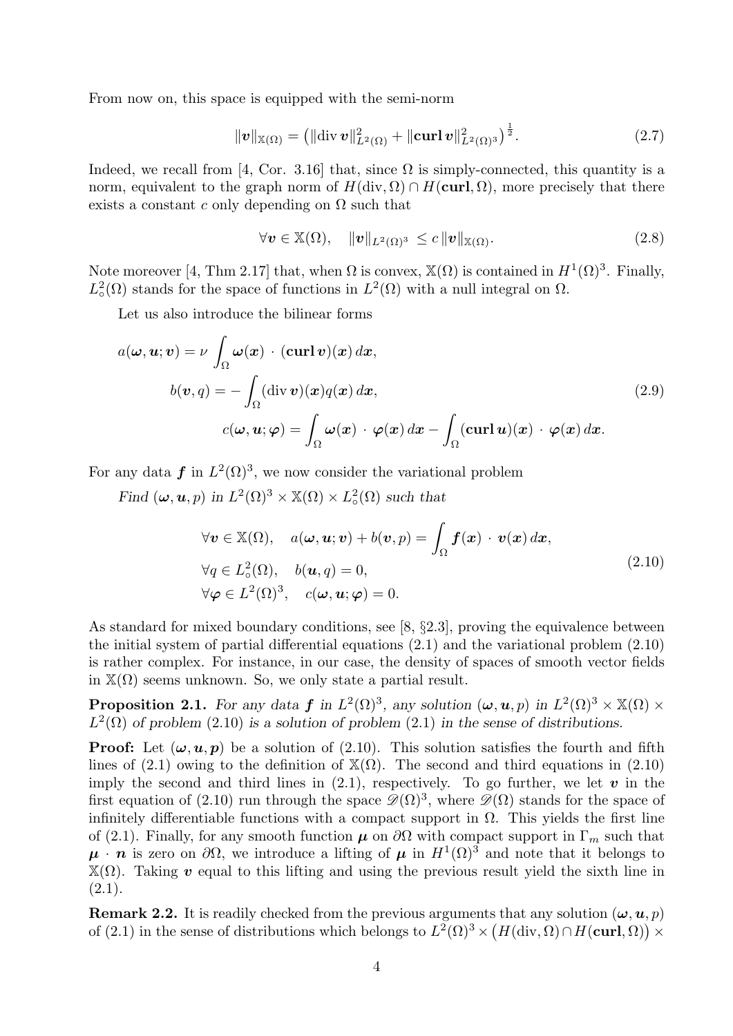From now on, this space is equipped with the semi-norm

$$\|\boldsymbol{v}\|_{\mathbb{X}(\Omega)} = \big(\|\operatorname{div} \boldsymbol{v}\|^2_{L^2(\Omega)} + \|\mathbf{curl}\, \boldsymbol{v}\|^2_{L^2(\Omega)^3}\big)^{\frac{1}{2}}. \tag{2.7}$$

Indeed, we recall from [4, Cor. 3.16] that, since $\Omega$ is simply-connected, this quantity is a norm, equivalent to the graph norm of $H(\operatorname{div}, \Omega) \cap H(\mathbf{curl}, \Omega)$, more precisely that there exists a constant $c$ only depending on $\Omega$ such that

$$\forall \boldsymbol{v} \in \mathbb{X}(\Omega), \quad \|\boldsymbol{v}\|_{L^2(\Omega)^3} \le c\, \|\boldsymbol{v}\|_{\mathbb{X}(\Omega)}. \tag{2.8}$$

Note moreover [4, Thm 2.17] that, when $\Omega$ is convex, $\mathbb{X}(\Omega)$ is contained in $H^1(\Omega)^3$. Finally, $L^2_\circ(\Omega)$ stands for the space of functions in $L^2(\Omega)$ with a null integral on $\Omega$.

Let us also introduce the bilinear forms

$$\begin{aligned}
a(\boldsymbol{\omega}, \boldsymbol{u}; \boldsymbol{v}) &= \nu \int_\Omega \boldsymbol{\omega}(\boldsymbol{x}) \cdot (\mathbf{curl}\, \boldsymbol{v})(\boldsymbol{x})\, d\boldsymbol{x}, \\
b(\boldsymbol{v}, q) &= -\int_\Omega (\operatorname{div} \boldsymbol{v})(\boldsymbol{x}) q(\boldsymbol{x})\, d\boldsymbol{x}, \\
c(\boldsymbol{\omega}, \boldsymbol{u}; \boldsymbol{\varphi}) &= \int_\Omega \boldsymbol{\omega}(\boldsymbol{x}) \cdot \boldsymbol{\varphi}(\boldsymbol{x})\, d\boldsymbol{x} - \int_\Omega (\mathbf{curl}\, \boldsymbol{u})(\boldsymbol{x}) \cdot \boldsymbol{\varphi}(\boldsymbol{x})\, d\boldsymbol{x}.
\end{aligned} \tag{2.9}$$

For any data $\boldsymbol{f}$ in $L^2(\Omega)^3$, we now consider the variational problem

*Find $(\boldsymbol{\omega}, \boldsymbol{u}, p)$ in $L^2(\Omega)^3 \times \mathbb{X}(\Omega) \times L^2_\circ(\Omega)$ such that*

$$\begin{aligned}
&\forall \boldsymbol{v} \in \mathbb{X}(\Omega), \quad a(\boldsymbol{\omega}, \boldsymbol{u}; \boldsymbol{v}) + b(\boldsymbol{v}, p) = \int_\Omega \boldsymbol{f}(\boldsymbol{x}) \cdot \boldsymbol{v}(\boldsymbol{x})\, d\boldsymbol{x}, \\
&\forall q \in L^2_\circ(\Omega), \quad b(\boldsymbol{u}, q) = 0, \\
&\forall \boldsymbol{\varphi} \in L^2(\Omega)^3, \quad c(\boldsymbol{\omega}, \boldsymbol{u}; \boldsymbol{\varphi}) = 0.
\end{aligned} \tag{2.10}$$

As standard for mixed boundary conditions, see [8, §2.3], proving the equivalence between the initial system of partial differential equations (2.1) and the variational problem (2.10) is rather complex. For instance, in our case, the density of spaces of smooth vector fields in $\mathbb{X}(\Omega)$ seems unknown. So, we only state a partial result.

**Proposition 2.1.** *For any data $\boldsymbol{f}$ in $L^2(\Omega)^3$, any solution $(\boldsymbol{\omega}, \boldsymbol{u}, p)$ in $L^2(\Omega)^3 \times \mathbb{X}(\Omega) \times L^2(\Omega)$ of problem (2.10) is a solution of problem (2.1) in the sense of distributions.*

**Proof:** Let $(\boldsymbol{\omega}, \boldsymbol{u}, \boldsymbol{p})$ be a solution of (2.10). This solution satisfies the fourth and fifth lines of (2.1) owing to the definition of $\mathbb{X}(\Omega)$. The second and third equations in (2.10) imply the second and third lines in (2.1), respectively. To go further, we let $\boldsymbol{v}$ in the first equation of (2.10) run through the space $\mathscr{D}(\Omega)^3$, where $\mathscr{D}(\Omega)$ stands for the space of infinitely differentiable functions with a compact support in $\Omega$. This yields the first line of (2.1). Finally, for any smooth function $\boldsymbol{\mu}$ on $\partial\Omega$ with compact support in $\Gamma_m$ such that $\boldsymbol{\mu} \cdot \boldsymbol{n}$ is zero on $\partial\Omega$, we introduce a lifting of $\boldsymbol{\mu}$ in $H^1(\Omega)^3$ and note that it belongs to $\mathbb{X}(\Omega)$. Taking $\boldsymbol{v}$ equal to this lifting and using the previous result yield the sixth line in (2.1).

**Remark 2.2.** It is readily checked from the previous arguments that any solution $(\boldsymbol{\omega}, \boldsymbol{u}, p)$ of (2.1) in the sense of distributions which belongs to $L^2(\Omega)^3 \times \big(H(\operatorname{div}, \Omega) \cap H(\mathbf{curl}, \Omega)\big) \times$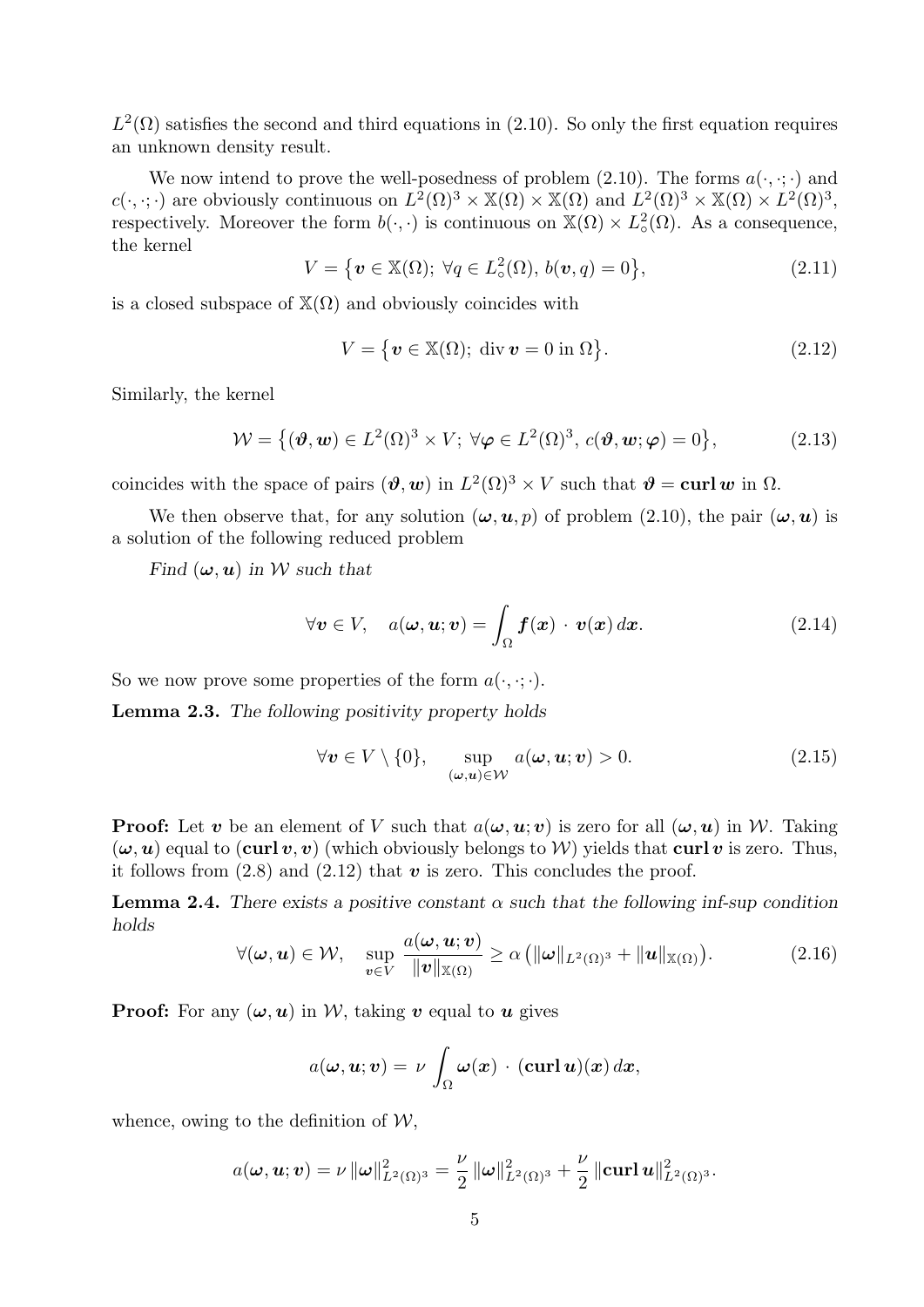$L^2(\Omega)$ satisfies the second and third equations in (2.10). So only the first equation requires an unknown density result.

We now intend to prove the well-posedness of problem (2.10). The forms $a(\cdot,\cdot;\cdot)$ and $c(\cdot,\cdot;\cdot)$ are obviously continuous on $L^2(\Omega)^3 \times \mathbb{X}(\Omega) \times \mathbb{X}(\Omega)$ and $L^2(\Omega)^3 \times \mathbb{X}(\Omega) \times L^2(\Omega)^3$, respectively. Moreover the form $b(\cdot,\cdot)$ is continuous on $\mathbb{X}(\Omega) \times L^2_\circ(\Omega)$. As a consequence, the kernel

$$V = \big\{ \boldsymbol{v} \in \mathbb{X}(\Omega);\ \forall q \in L^2_\circ(\Omega),\ b(\boldsymbol{v}, q) = 0 \big\}, \tag{2.11}$$

is a closed subspace of $\mathbb{X}(\Omega)$ and obviously coincides with

$$V = \big\{ \boldsymbol{v} \in \mathbb{X}(\Omega);\ \operatorname{div} \boldsymbol{v} = 0 \text{ in } \Omega \big\}. \tag{2.12}$$

Similarly, the kernel

$$\mathcal{W} = \big\{ (\boldsymbol{\vartheta}, \boldsymbol{w}) \in L^2(\Omega)^3 \times V;\ \forall \boldsymbol{\varphi} \in L^2(\Omega)^3,\ c(\boldsymbol{\vartheta}, \boldsymbol{w}; \boldsymbol{\varphi}) = 0 \big\}, \tag{2.13}$$

coincides with the space of pairs $(\boldsymbol{\vartheta}, \boldsymbol{w})$ in $L^2(\Omega)^3 \times V$ such that $\boldsymbol{\vartheta} = \mathbf{curl}\, \boldsymbol{w}$ in $\Omega$.

We then observe that, for any solution $(\boldsymbol{\omega}, \boldsymbol{u}, p)$ of problem (2.10), the pair $(\boldsymbol{\omega}, \boldsymbol{u})$ is a solution of the following reduced problem

*Find $(\boldsymbol{\omega}, \boldsymbol{u})$ in $\mathcal{W}$ such that*

$$\forall \boldsymbol{v} \in V, \quad a(\boldsymbol{\omega}, \boldsymbol{u}; \boldsymbol{v}) = \int_\Omega \boldsymbol{f}(\boldsymbol{x}) \cdot \boldsymbol{v}(\boldsymbol{x})\, d\boldsymbol{x}. \tag{2.14}$$

So we now prove some properties of the form $a(\cdot,\cdot;\cdot)$.

**Lemma 2.3.** *The following positivity property holds*

$$\forall \boldsymbol{v} \in V \setminus \{0\}, \qquad \sup_{(\boldsymbol{\omega}, \boldsymbol{u}) \in \mathcal{W}} a(\boldsymbol{\omega}, \boldsymbol{u}; \boldsymbol{v}) > 0. \tag{2.15}$$

**Proof:** Let $\boldsymbol{v}$ be an element of $V$ such that $a(\boldsymbol{\omega}, \boldsymbol{u}; \boldsymbol{v})$ is zero for all $(\boldsymbol{\omega}, \boldsymbol{u})$ in $\mathcal{W}$. Taking $(\boldsymbol{\omega}, \boldsymbol{u})$ equal to $(\mathbf{curl}\, \boldsymbol{v}, \boldsymbol{v})$ (which obviously belongs to $\mathcal{W}$) yields that $\mathbf{curl}\, \boldsymbol{v}$ is zero. Thus, it follows from (2.8) and (2.12) that $\boldsymbol{v}$ is zero. This concludes the proof.

**Lemma 2.4.** *There exists a positive constant $\alpha$ such that the following inf-sup condition holds*

$$\forall (\boldsymbol{\omega}, \boldsymbol{u}) \in \mathcal{W}, \quad \sup_{\boldsymbol{v} \in V} \frac{a(\boldsymbol{\omega}, \boldsymbol{u}; \boldsymbol{v})}{\|\boldsymbol{v}\|_{\mathbb{X}(\Omega)}} \geq \alpha \big( \|\boldsymbol{\omega}\|_{L^2(\Omega)^3} + \|\boldsymbol{u}\|_{\mathbb{X}(\Omega)} \big). \tag{2.16}$$

**Proof:** For any $(\boldsymbol{\omega}, \boldsymbol{u})$ in $\mathcal{W}$, taking $\boldsymbol{v}$ equal to $\boldsymbol{u}$ gives

$$a(\boldsymbol{\omega}, \boldsymbol{u}; \boldsymbol{v}) = \nu \int_\Omega \boldsymbol{\omega}(\boldsymbol{x}) \cdot (\mathbf{curl}\, \boldsymbol{u})(\boldsymbol{x})\, d\boldsymbol{x},$$

whence, owing to the definition of $\mathcal{W}$,

$$a(\boldsymbol{\omega}, \boldsymbol{u}; \boldsymbol{v}) = \nu\, \|\boldsymbol{\omega}\|^2_{L^2(\Omega)^3} = \frac{\nu}{2}\, \|\boldsymbol{\omega}\|^2_{L^2(\Omega)^3} + \frac{\nu}{2}\, \|\mathbf{curl}\, \boldsymbol{u}\|^2_{L^2(\Omega)^3}.$$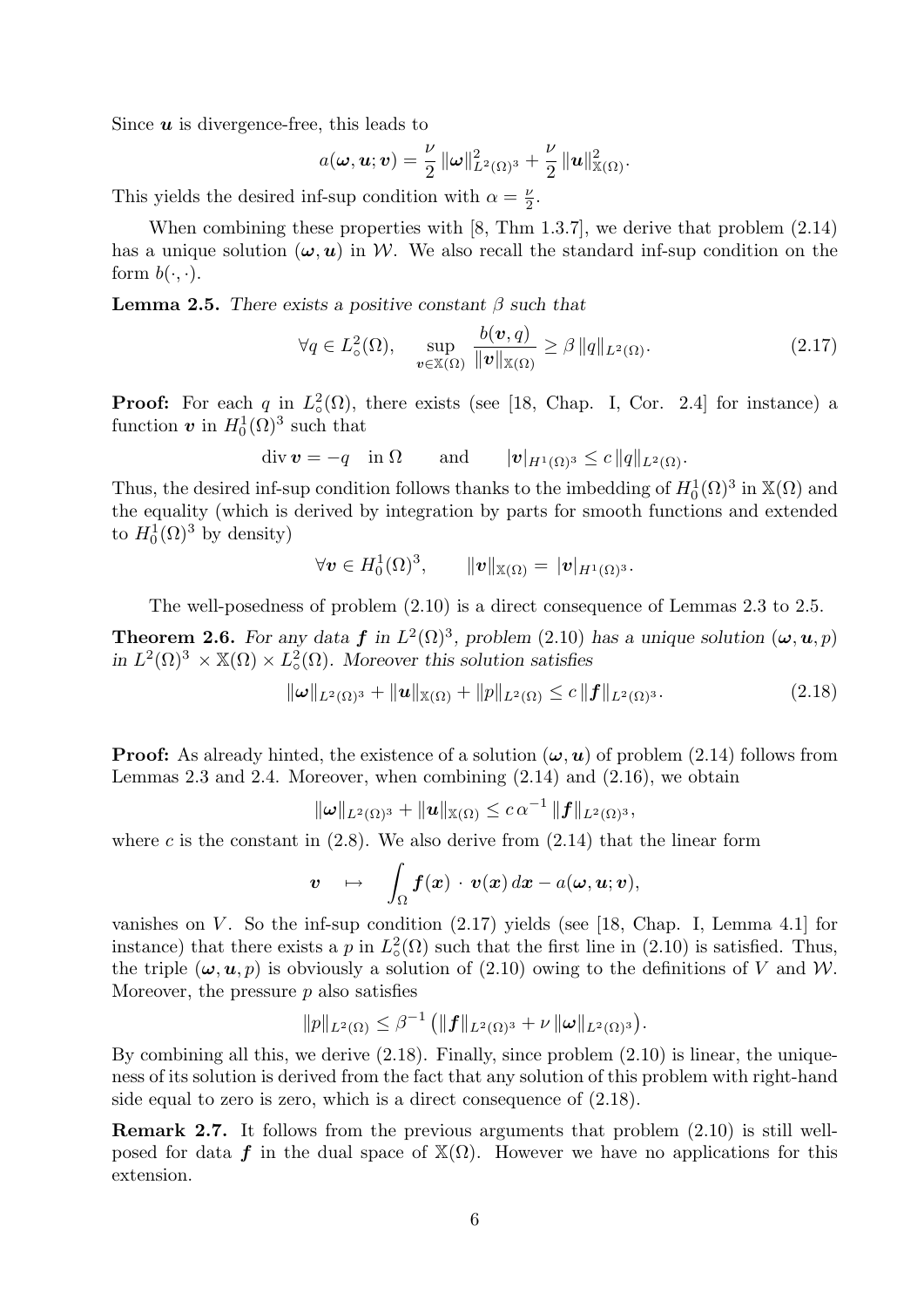Since $\boldsymbol{u}$ is divergence-free, this leads to

$$a(\boldsymbol{\omega}, \boldsymbol{u}; \boldsymbol{v}) = \frac{\nu}{2} \|\boldsymbol{\omega}\|^2_{L^2(\Omega)^3} + \frac{\nu}{2} \|\boldsymbol{u}\|^2_{\mathbb{X}(\Omega)}.$$

This yields the desired inf-sup condition with $\alpha = \frac{\nu}{2}$.

When combining these properties with [8, Thm 1.3.7], we derive that problem (2.14) has a unique solution $(\boldsymbol{\omega}, \boldsymbol{u})$ in $\mathcal{W}$. We also recall the standard inf-sup condition on the form $b(\cdot, \cdot)$.

**Lemma 2.5.** *There exists a positive constant $\beta$ such that*

$$\forall q \in L^2_\circ(\Omega), \quad \sup_{\boldsymbol{v} \in \mathbb{X}(\Omega)} \frac{b(\boldsymbol{v}, q)}{\|\boldsymbol{v}\|_{\mathbb{X}(\Omega)}} \geq \beta \|q\|_{L^2(\Omega)}. \tag{2.17}$$

**Proof:** For each $q$ in $L^2_\circ(\Omega)$, there exists (see [18, Chap. I, Cor. 2.4] for instance) a function $\boldsymbol{v}$ in $H^1_0(\Omega)^3$ such that

$$\operatorname{div} \boldsymbol{v} = -q \quad \text{in } \Omega \qquad \text{and} \qquad |\boldsymbol{v}|_{H^1(\Omega)^3} \leq c \|q\|_{L^2(\Omega)}.$$

Thus, the desired inf-sup condition follows thanks to the imbedding of $H^1_0(\Omega)^3$ in $\mathbb{X}(\Omega)$ and the equality (which is derived by integration by parts for smooth functions and extended to $H^1_0(\Omega)^3$ by density)

$$\forall \boldsymbol{v} \in H^1_0(\Omega)^3, \qquad \|\boldsymbol{v}\|_{\mathbb{X}(\Omega)} = |\boldsymbol{v}|_{H^1(\Omega)^3}.$$

The well-posedness of problem (2.10) is a direct consequence of Lemmas 2.3 to 2.5.

**Theorem 2.6.** *For any data $\boldsymbol{f}$ in $L^2(\Omega)^3$, problem (2.10) has a unique solution $(\boldsymbol{\omega}, \boldsymbol{u}, p)$ in $L^2(\Omega)^3 \times \mathbb{X}(\Omega) \times L^2_\circ(\Omega)$. Moreover this solution satisfies*

$$\|\boldsymbol{\omega}\|_{L^2(\Omega)^3} + \|\boldsymbol{u}\|_{\mathbb{X}(\Omega)} + \|p\|_{L^2(\Omega)} \leq c \|\boldsymbol{f}\|_{L^2(\Omega)^3}. \tag{2.18}$$

**Proof:** As already hinted, the existence of a solution $(\boldsymbol{\omega}, \boldsymbol{u})$ of problem (2.14) follows from Lemmas 2.3 and 2.4. Moreover, when combining (2.14) and (2.16), we obtain

$$\|\boldsymbol{\omega}\|_{L^2(\Omega)^3} + \|\boldsymbol{u}\|_{\mathbb{X}(\Omega)} \leq c\, \alpha^{-1} \|\boldsymbol{f}\|_{L^2(\Omega)^3},$$

where $c$ is the constant in (2.8). We also derive from (2.14) that the linear form

$$\boldsymbol{v} \quad \mapsto \quad \int_\Omega \boldsymbol{f}(\boldsymbol{x}) \cdot \boldsymbol{v}(\boldsymbol{x})\, d\boldsymbol{x} - a(\boldsymbol{\omega}, \boldsymbol{u}; \boldsymbol{v}),$$

vanishes on $V$. So the inf-sup condition (2.17) yields (see [18, Chap. I, Lemma 4.1] for instance) that there exists a $p$ in $L^2_\circ(\Omega)$ such that the first line in (2.10) is satisfied. Thus, the triple $(\boldsymbol{\omega}, \boldsymbol{u}, p)$ is obviously a solution of (2.10) owing to the definitions of $V$ and $\mathcal{W}$. Moreover, the pressure $p$ also satisfies

$$\|p\|_{L^2(\Omega)} \leq \beta^{-1} \big( \|\boldsymbol{f}\|_{L^2(\Omega)^3} + \nu \|\boldsymbol{\omega}\|_{L^2(\Omega)^3} \big).$$

By combining all this, we derive (2.18). Finally, since problem (2.10) is linear, the uniqueness of its solution is derived from the fact that any solution of this problem with right-hand side equal to zero is zero, which is a direct consequence of (2.18).

**Remark 2.7.** It follows from the previous arguments that problem (2.10) is still well-posed for data $\boldsymbol{f}$ in the dual space of $\mathbb{X}(\Omega)$. However we have no applications for this extension.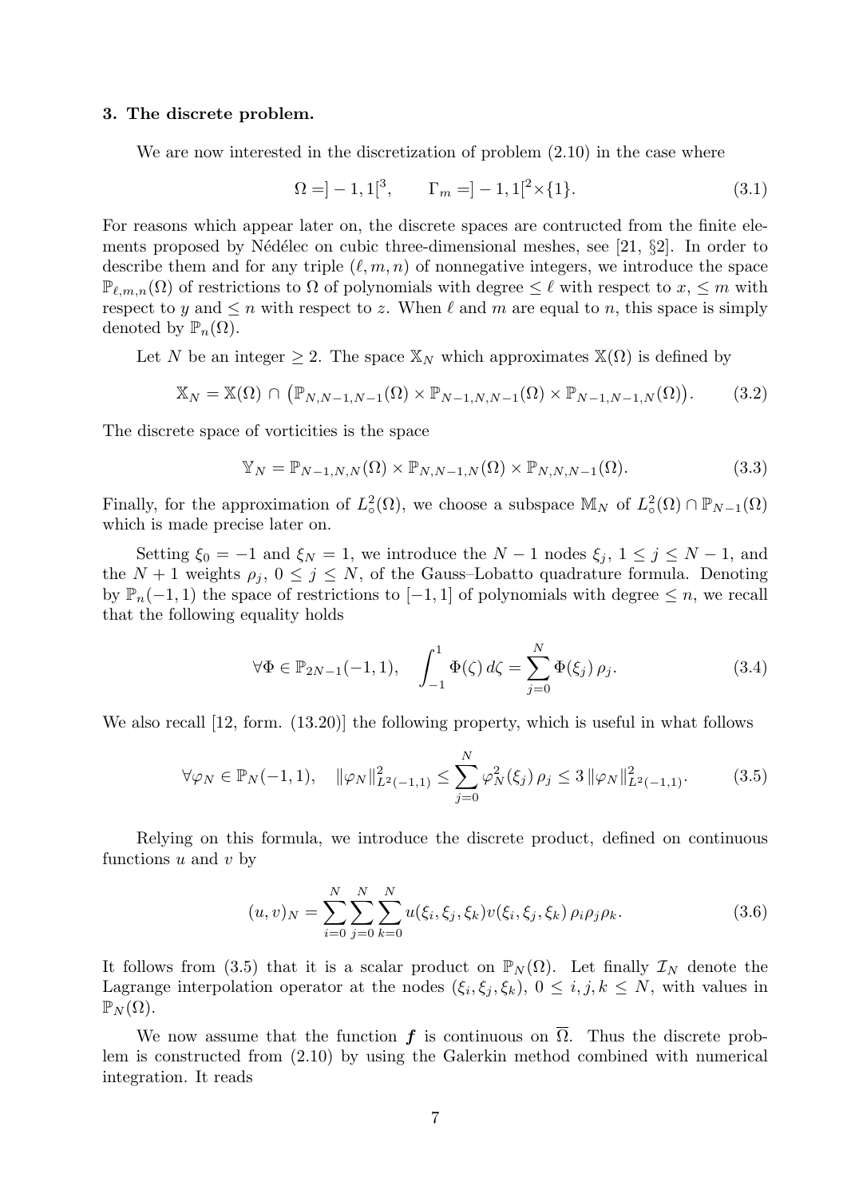## 3. The discrete problem.

We are now interested in the discretization of problem (2.10) in the case where

$$\Omega = ]-1,1[^3, \qquad \Gamma_m = ]-1,1[^2 \times \{1\}. \tag{3.1}$$

For reasons which appear later on, the discrete spaces are contructed from the finite elements proposed by Nédélec on cubic three-dimensional meshes, see [21, §2]. In order to describe them and for any triple $(\ell, m, n)$ of nonnegative integers, we introduce the space $\mathbb{P}_{\ell,m,n}(\Omega)$ of restrictions to $\Omega$ of polynomials with degree $\leq \ell$ with respect to $x$, $\leq m$ with respect to $y$ and $\leq n$ with respect to $z$. When $\ell$ and $m$ are equal to $n$, this space is simply denoted by $\mathbb{P}_n(\Omega)$.

Let $N$ be an integer $\geq 2$. The space $\mathbb{X}_N$ which approximates $\mathbb{X}(\Omega)$ is defined by

$$\mathbb{X}_N = \mathbb{X}(\Omega) \cap \big(\mathbb{P}_{N,N-1,N-1}(\Omega) \times \mathbb{P}_{N-1,N,N-1}(\Omega) \times \mathbb{P}_{N-1,N-1,N}(\Omega)\big). \tag{3.2}$$

The discrete space of vorticities is the space

$$\mathbb{Y}_N = \mathbb{P}_{N-1,N,N}(\Omega) \times \mathbb{P}_{N,N-1,N}(\Omega) \times \mathbb{P}_{N,N,N-1}(\Omega). \tag{3.3}$$

Finally, for the approximation of $L^2_\circ(\Omega)$, we choose a subspace $\mathbb{M}_N$ of $L^2_\circ(\Omega) \cap \mathbb{P}_{N-1}(\Omega)$ which is made precise later on.

Setting $\xi_0 = -1$ and $\xi_N = 1$, we introduce the $N-1$ nodes $\xi_j$, $1 \leq j \leq N-1$, and the $N+1$ weights $\rho_j$, $0 \leq j \leq N$, of the Gauss–Lobatto quadrature formula. Denoting by $\mathbb{P}_n(-1,1)$ the space of restrictions to $[-1,1]$ of polynomials with degree $\leq n$, we recall that the following equality holds

$$\forall \Phi \in \mathbb{P}_{2N-1}(-1,1), \quad \int_{-1}^{1} \Phi(\zeta)\, d\zeta = \sum_{j=0}^{N} \Phi(\xi_j)\, \rho_j. \tag{3.4}$$

We also recall [12, form. (13.20)] the following property, which is useful in what follows

$$\forall \varphi_N \in \mathbb{P}_N(-1,1), \quad \|\varphi_N\|^2_{L^2(-1,1)} \leq \sum_{j=0}^{N} \varphi_N^2(\xi_j)\, \rho_j \leq 3\, \|\varphi_N\|^2_{L^2(-1,1)}. \tag{3.5}$$

Relying on this formula, we introduce the discrete product, defined on continuous functions $u$ and $v$ by

$$(u,v)_N = \sum_{i=0}^{N} \sum_{j=0}^{N} \sum_{k=0}^{N} u(\xi_i, \xi_j, \xi_k) v(\xi_i, \xi_j, \xi_k)\, \rho_i \rho_j \rho_k. \tag{3.6}$$

It follows from (3.5) that it is a scalar product on $\mathbb{P}_N(\Omega)$. Let finally $\mathcal{I}_N$ denote the Lagrange interpolation operator at the nodes $(\xi_i, \xi_j, \xi_k)$, $0 \leq i,j,k \leq N$, with values in $\mathbb{P}_N(\Omega)$.

We now assume that the function $\boldsymbol{f}$ is continuous on $\overline{\Omega}$. Thus the discrete problem is constructed from (2.10) by using the Galerkin method combined with numerical integration. It reads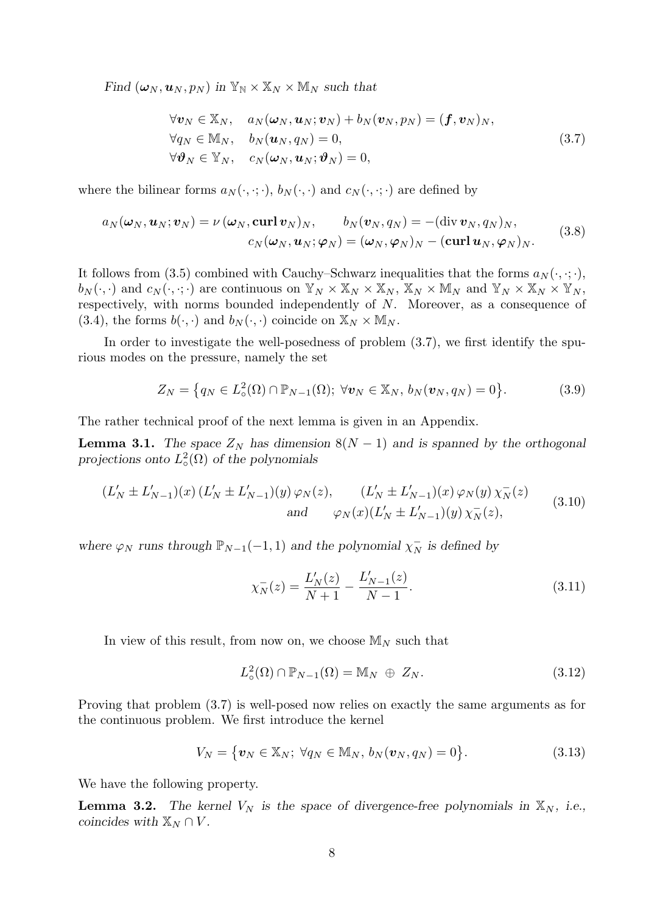*Find* $(\boldsymbol{\omega}_N, \boldsymbol{u}_N, p_N)$ *in* $\mathbb{Y}_{\mathbb{N}} \times \mathbb{X}_N \times \mathbb{M}_N$ *such that*

$$
\begin{aligned}
&\forall \boldsymbol{v}_N \in \mathbb{X}_N, \quad a_N(\boldsymbol{\omega}_N, \boldsymbol{u}_N; \boldsymbol{v}_N) + b_N(\boldsymbol{v}_N, p_N) = (\boldsymbol{f}, \boldsymbol{v}_N)_N, \\
&\forall q_N \in \mathbb{M}_N, \quad b_N(\boldsymbol{u}_N, q_N) = 0, \\
&\forall \boldsymbol{\vartheta}_N \in \mathbb{Y}_N, \quad c_N(\boldsymbol{\omega}_N, \boldsymbol{u}_N; \boldsymbol{\vartheta}_N) = 0,
\end{aligned}
\tag{3.7}
$$

where the bilinear forms $a_N(\cdot,\cdot;\cdot)$, $b_N(\cdot,\cdot)$ and $c_N(\cdot,\cdot;\cdot)$ are defined by

$$
\begin{aligned}
a_N(\boldsymbol{\omega}_N, \boldsymbol{u}_N; \boldsymbol{v}_N) = \nu\, (\boldsymbol{\omega}_N, \mathbf{curl}\, \boldsymbol{v}_N)_N, \qquad & b_N(\boldsymbol{v}_N, q_N) = -(\operatorname{div} \boldsymbol{v}_N, q_N)_N, \\
& c_N(\boldsymbol{\omega}_N, \boldsymbol{u}_N; \boldsymbol{\varphi}_N) = (\boldsymbol{\omega}_N, \boldsymbol{\varphi}_N)_N - (\mathbf{curl}\, \boldsymbol{u}_N, \boldsymbol{\varphi}_N)_N.
\end{aligned}
\tag{3.8}
$$

It follows from (3.5) combined with Cauchy–Schwarz inequalities that the forms $a_N(\cdot,\cdot;\cdot)$, $b_N(\cdot,\cdot)$ and $c_N(\cdot,\cdot;\cdot)$ are continuous on $\mathbb{Y}_N \times \mathbb{X}_N \times \mathbb{X}_N$, $\mathbb{X}_N \times \mathbb{M}_N$ and $\mathbb{Y}_N \times \mathbb{X}_N \times \mathbb{Y}_N$, respectively, with norms bounded independently of $N$. Moreover, as a consequence of (3.4), the forms $b(\cdot,\cdot)$ and $b_N(\cdot,\cdot)$ coincide on $\mathbb{X}_N \times \mathbb{M}_N$.

In order to investigate the well-posedness of problem (3.7), we first identify the spurious modes on the pressure, namely the set

$$
Z_N = \big\{ q_N \in L^2_\circ(\Omega) \cap \mathbb{P}_{N-1}(\Omega);\ \forall \boldsymbol{v}_N \in \mathbb{X}_N,\ b_N(\boldsymbol{v}_N, q_N) = 0 \big\}. \tag{3.9}
$$

The rather technical proof of the next lemma is given in an Appendix.

**Lemma 3.1.** *The space* $Z_N$ *has dimension* $8(N-1)$ *and is spanned by the orthogonal projections onto* $L^2_\circ(\Omega)$ *of the polynomials*

$$
\begin{aligned}
(L'_N \pm L'_{N-1})(x)\, (L'_N \pm L'_{N-1})(y)\, \varphi_N(z), \qquad & (L'_N \pm L'_{N-1})(x)\, \varphi_N(y)\, \chi_N^-(z) \\
\text{and} \qquad & \varphi_N(x) (L'_N \pm L'_{N-1})(y)\, \chi_N^-(z),
\end{aligned}
\tag{3.10}
$$

*where* $\varphi_N$ *runs through* $\mathbb{P}_{N-1}(-1,1)$ *and the polynomial* $\chi_N^-$ *is defined by*

$$
\chi_N^-(z) = \frac{L'_N(z)}{N+1} - \frac{L'_{N-1}(z)}{N-1}. \tag{3.11}
$$

In view of this result, from now on, we choose $\mathbb{M}_N$ such that

$$
L^2_\circ(\Omega) \cap \mathbb{P}_{N-1}(\Omega) = \mathbb{M}_N \ \oplus\ Z_N. \tag{3.12}
$$

Proving that problem (3.7) is well-posed now relies on exactly the same arguments as for the continuous problem. We first introduce the kernel

$$
V_N = \big\{ \boldsymbol{v}_N \in \mathbb{X}_N;\ \forall q_N \in \mathbb{M}_N,\ b_N(\boldsymbol{v}_N, q_N) = 0 \big\}. \tag{3.13}
$$

We have the following property.

**Lemma 3.2.** *The kernel* $V_N$ *is the space of divergence-free polynomials in* $\mathbb{X}_N$*, i.e., coincides with* $\mathbb{X}_N \cap V$.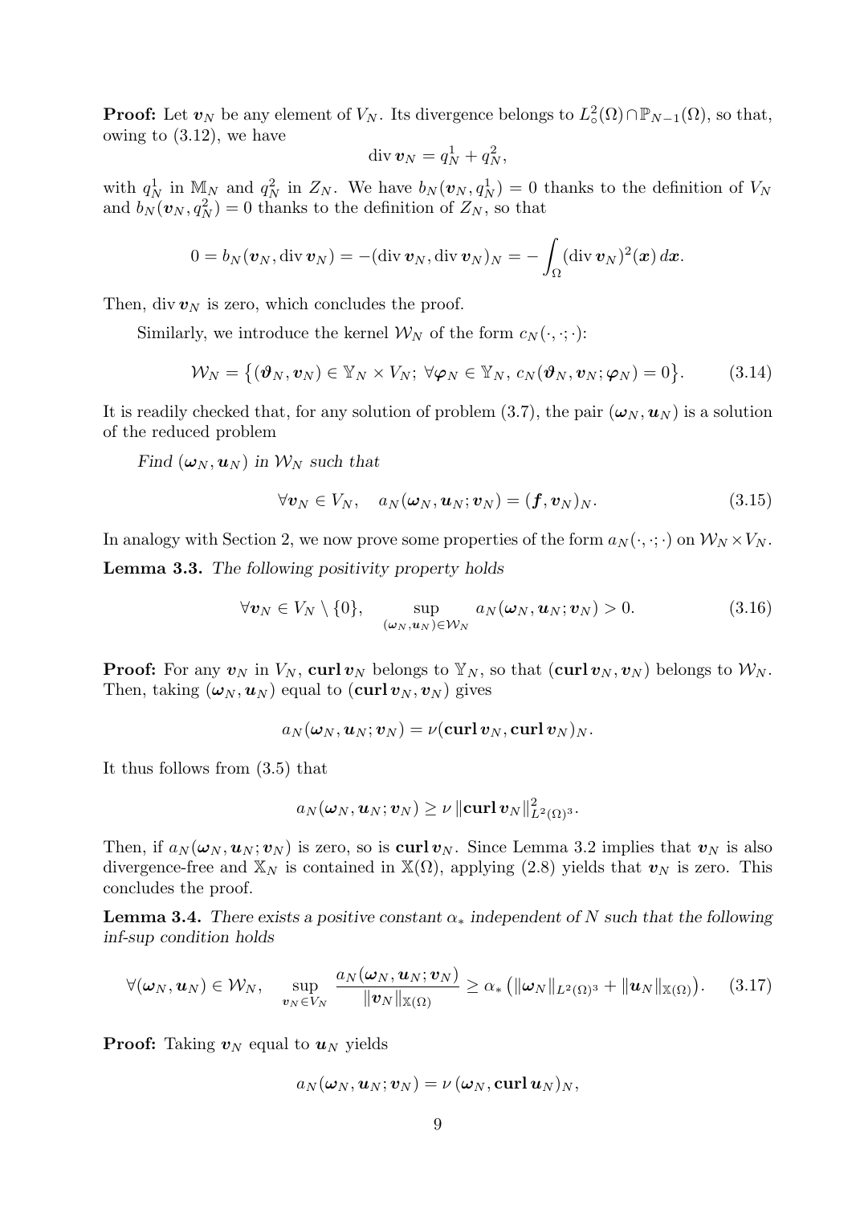**Proof:** Let $\boldsymbol{v}_N$ be any element of $V_N$. Its divergence belongs to $L^2_\circ(\Omega)\cap\mathbb{P}_{N-1}(\Omega)$, so that, owing to (3.12), we have

$$\operatorname{div}\boldsymbol{v}_N = q_N^1 + q_N^2,$$

with $q_N^1$ in $\mathbb{M}_N$ and $q_N^2$ in $Z_N$. We have $b_N(\boldsymbol{v}_N, q_N^1) = 0$ thanks to the definition of $V_N$ and $b_N(\boldsymbol{v}_N, q_N^2) = 0$ thanks to the definition of $Z_N$, so that

$$0 = b_N(\boldsymbol{v}_N, \operatorname{div}\boldsymbol{v}_N) = -(\operatorname{div}\boldsymbol{v}_N, \operatorname{div}\boldsymbol{v}_N)_N = -\int_\Omega (\operatorname{div}\boldsymbol{v}_N)^2(\boldsymbol{x})\,d\boldsymbol{x}.$$

Then, $\operatorname{div}\boldsymbol{v}_N$ is zero, which concludes the proof.

Similarly, we introduce the kernel $\mathcal{W}_N$ of the form $c_N(\cdot,\cdot;\cdot)$:

$$\mathcal{W}_N = \big\{(\boldsymbol{\vartheta}_N, \boldsymbol{v}_N)\in \mathbb{Y}_N\times V_N;\ \forall \boldsymbol{\varphi}_N\in\mathbb{Y}_N,\ c_N(\boldsymbol{\vartheta}_N, \boldsymbol{v}_N;\boldsymbol{\varphi}_N) = 0\big\}. \tag{3.14}$$

It is readily checked that, for any solution of problem (3.7), the pair $(\boldsymbol{\omega}_N, \boldsymbol{u}_N)$ is a solution of the reduced problem

*Find $(\boldsymbol{\omega}_N, \boldsymbol{u}_N)$ in $\mathcal{W}_N$ such that*

$$\forall \boldsymbol{v}_N\in V_N,\quad a_N(\boldsymbol{\omega}_N, \boldsymbol{u}_N;\boldsymbol{v}_N) = (\boldsymbol{f}, \boldsymbol{v}_N)_N. \tag{3.15}$$

In analogy with Section 2, we now prove some properties of the form $a_N(\cdot,\cdot;\cdot)$ on $\mathcal{W}_N\times V_N$.

**Lemma 3.3.** *The following positivity property holds*

$$\forall \boldsymbol{v}_N\in V_N\setminus\{0\},\qquad \sup_{(\boldsymbol{\omega}_N,\boldsymbol{u}_N)\in\mathcal{W}_N} a_N(\boldsymbol{\omega}_N, \boldsymbol{u}_N;\boldsymbol{v}_N) > 0. \tag{3.16}$$

**Proof:** For any $\boldsymbol{v}_N$ in $V_N$, $\operatorname{\mathbf{curl}}\boldsymbol{v}_N$ belongs to $\mathbb{Y}_N$, so that $(\operatorname{\mathbf{curl}}\boldsymbol{v}_N, \boldsymbol{v}_N)$ belongs to $\mathcal{W}_N$. Then, taking $(\boldsymbol{\omega}_N, \boldsymbol{u}_N)$ equal to $(\operatorname{\mathbf{curl}}\boldsymbol{v}_N, \boldsymbol{v}_N)$ gives

$$a_N(\boldsymbol{\omega}_N, \boldsymbol{u}_N;\boldsymbol{v}_N) = \nu(\operatorname{\mathbf{curl}}\boldsymbol{v}_N, \operatorname{\mathbf{curl}}\boldsymbol{v}_N)_N.$$

It thus follows from (3.5) that

$$a_N(\boldsymbol{\omega}_N, \boldsymbol{u}_N;\boldsymbol{v}_N) \geq \nu\,\|\operatorname{\mathbf{curl}}\boldsymbol{v}_N\|^2_{L^2(\Omega)^3}.$$

Then, if $a_N(\boldsymbol{\omega}_N, \boldsymbol{u}_N;\boldsymbol{v}_N)$ is zero, so is $\operatorname{\mathbf{curl}}\boldsymbol{v}_N$. Since Lemma 3.2 implies that $\boldsymbol{v}_N$ is also divergence-free and $\mathbb{X}_N$ is contained in $\mathbb{X}(\Omega)$, applying (2.8) yields that $\boldsymbol{v}_N$ is zero. This concludes the proof.

**Lemma 3.4.** *There exists a positive constant $\alpha_*$ independent of $N$ such that the following inf-sup condition holds*

$$\forall(\boldsymbol{\omega}_N, \boldsymbol{u}_N)\in\mathcal{W}_N,\quad \sup_{\boldsymbol{v}_N\in V_N}\frac{a_N(\boldsymbol{\omega}_N, \boldsymbol{u}_N;\boldsymbol{v}_N)}{\|\boldsymbol{v}_N\|_{\mathbb{X}(\Omega)}} \geq \alpha_*\big(\|\boldsymbol{\omega}_N\|_{L^2(\Omega)^3} + \|\boldsymbol{u}_N\|_{\mathbb{X}(\Omega)}\big). \tag{3.17}$$

**Proof:** Taking $\boldsymbol{v}_N$ equal to $\boldsymbol{u}_N$ yields

$$a_N(\boldsymbol{\omega}_N, \boldsymbol{u}_N;\boldsymbol{v}_N) = \nu\,(\boldsymbol{\omega}_N, \operatorname{\mathbf{curl}}\boldsymbol{u}_N)_N,$$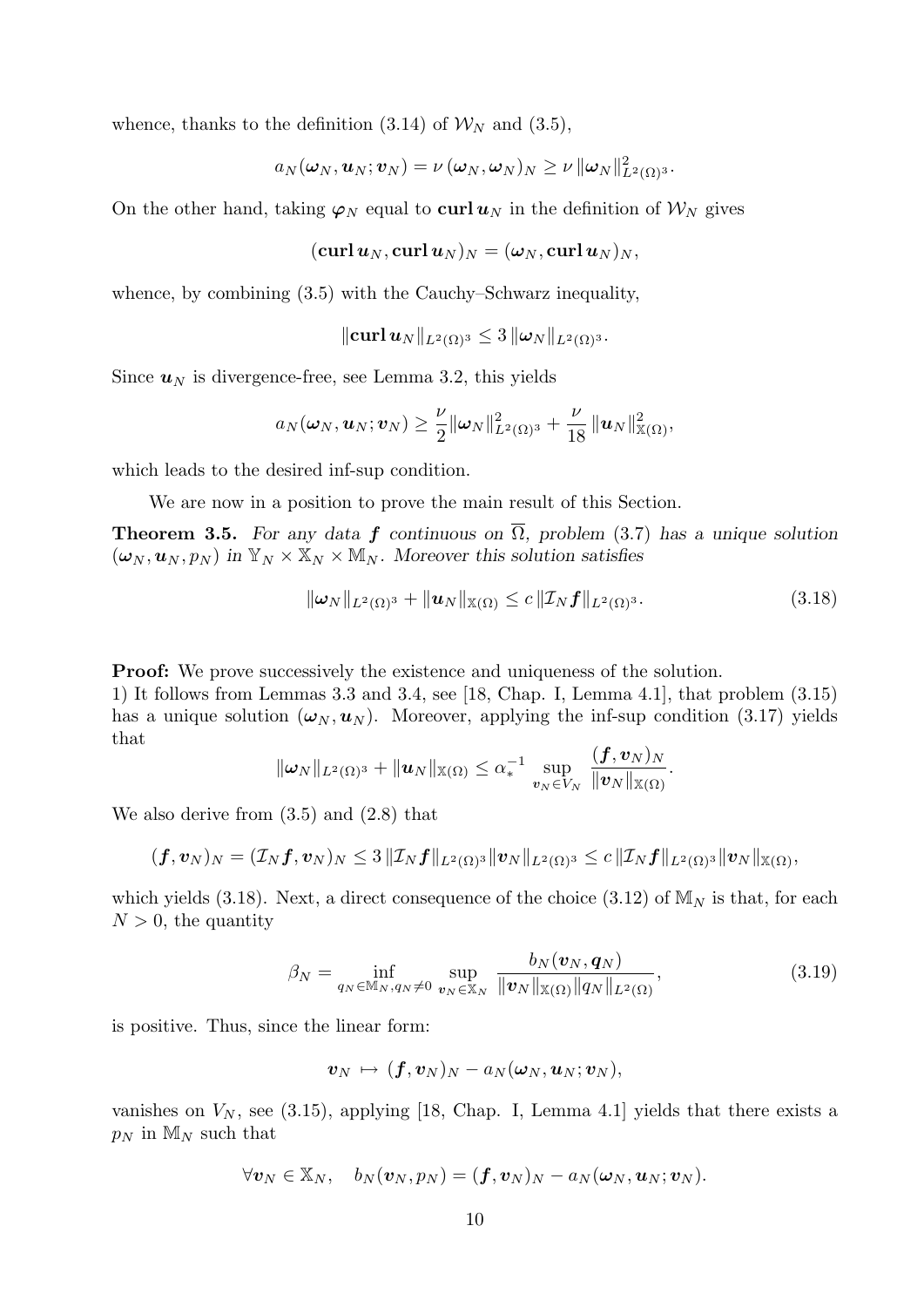whence, thanks to the definition (3.14) of $\mathcal{W}_N$ and (3.5),

$$a_N(\boldsymbol{\omega}_N, \boldsymbol{u}_N; \boldsymbol{v}_N) = \nu\,(\boldsymbol{\omega}_N, \boldsymbol{\omega}_N)_N \geq \nu\,\|\boldsymbol{\omega}_N\|^2_{L^2(\Omega)^3}.$$

On the other hand, taking $\boldsymbol{\varphi}_N$ equal to $\mathbf{curl}\,\boldsymbol{u}_N$ in the definition of $\mathcal{W}_N$ gives

$$(\mathbf{curl}\,\boldsymbol{u}_N, \mathbf{curl}\,\boldsymbol{u}_N)_N = (\boldsymbol{\omega}_N, \mathbf{curl}\,\boldsymbol{u}_N)_N,$$

whence, by combining (3.5) with the Cauchy–Schwarz inequality,

$$\|\mathbf{curl}\,\boldsymbol{u}_N\|_{L^2(\Omega)^3} \leq 3\,\|\boldsymbol{\omega}_N\|_{L^2(\Omega)^3}.$$

Since $\boldsymbol{u}_N$ is divergence-free, see Lemma 3.2, this yields

$$a_N(\boldsymbol{\omega}_N, \boldsymbol{u}_N; \boldsymbol{v}_N) \geq \frac{\nu}{2}\|\boldsymbol{\omega}_N\|^2_{L^2(\Omega)^3} + \frac{\nu}{18}\,\|\boldsymbol{u}_N\|^2_{\mathbb{X}(\Omega)},$$

which leads to the desired inf-sup condition.

We are now in a position to prove the main result of this Section.

**Theorem 3.5.** *For any data $\boldsymbol{f}$ continuous on $\overline{\Omega}$, problem (3.7) has a unique solution $(\boldsymbol{\omega}_N, \boldsymbol{u}_N, p_N)$ in $\mathbb{Y}_N \times \mathbb{X}_N \times \mathbb{M}_N$. Moreover this solution satisfies*

$$\|\boldsymbol{\omega}_N\|_{L^2(\Omega)^3} + \|\boldsymbol{u}_N\|_{\mathbb{X}(\Omega)} \leq c\,\|\mathcal{I}_N\boldsymbol{f}\|_{L^2(\Omega)^3}. \tag{3.18}$$

**Proof:** We prove successively the existence and uniqueness of the solution.
1) It follows from Lemmas 3.3 and 3.4, see [18, Chap. I, Lemma 4.1], that problem (3.15) has a unique solution $(\boldsymbol{\omega}_N, \boldsymbol{u}_N)$. Moreover, applying the inf-sup condition (3.17) yields that

$$\|\boldsymbol{\omega}_N\|_{L^2(\Omega)^3} + \|\boldsymbol{u}_N\|_{\mathbb{X}(\Omega)} \leq \alpha_*^{-1} \sup_{\boldsymbol{v}_N \in V_N} \frac{(\boldsymbol{f}, \boldsymbol{v}_N)_N}{\|\boldsymbol{v}_N\|_{\mathbb{X}(\Omega)}}.$$

We also derive from (3.5) and (2.8) that

$$(\boldsymbol{f}, \boldsymbol{v}_N)_N = (\mathcal{I}_N\boldsymbol{f}, \boldsymbol{v}_N)_N \leq 3\,\|\mathcal{I}_N\boldsymbol{f}\|_{L^2(\Omega)^3}\|\boldsymbol{v}_N\|_{L^2(\Omega)^3} \leq c\,\|\mathcal{I}_N\boldsymbol{f}\|_{L^2(\Omega)^3}\|\boldsymbol{v}_N\|_{\mathbb{X}(\Omega)},$$

which yields (3.18). Next, a direct consequence of the choice (3.12) of $\mathbb{M}_N$ is that, for each $N > 0$, the quantity

$$\beta_N = \inf_{q_N \in \mathbb{M}_N, q_N \neq 0} \sup_{\boldsymbol{v}_N \in \mathbb{X}_N} \frac{b_N(\boldsymbol{v}_N, \boldsymbol{q}_N)}{\|\boldsymbol{v}_N\|_{\mathbb{X}(\Omega)}\|q_N\|_{L^2(\Omega)}}, \tag{3.19}$$

is positive. Thus, since the linear form:

$$\boldsymbol{v}_N \;\mapsto\; (\boldsymbol{f}, \boldsymbol{v}_N)_N - a_N(\boldsymbol{\omega}_N, \boldsymbol{u}_N; \boldsymbol{v}_N),$$

vanishes on $V_N$, see (3.15), applying [18, Chap. I, Lemma 4.1] yields that there exists a $p_N$ in $\mathbb{M}_N$ such that

$$\forall \boldsymbol{v}_N \in \mathbb{X}_N, \quad b_N(\boldsymbol{v}_N, p_N) = (\boldsymbol{f}, \boldsymbol{v}_N)_N - a_N(\boldsymbol{\omega}_N, \boldsymbol{u}_N; \boldsymbol{v}_N).$$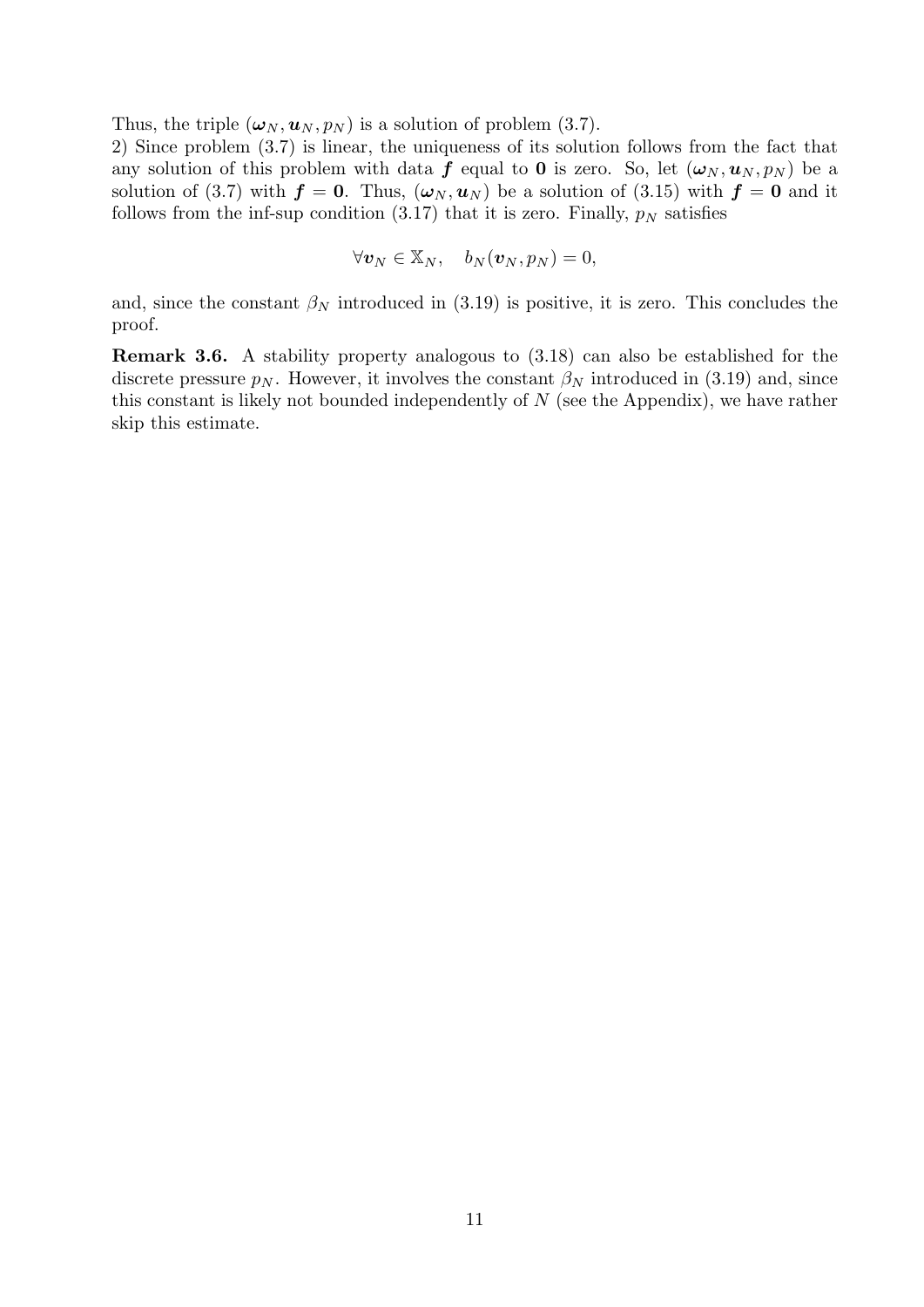Thus, the triple $(\boldsymbol{\omega}_N, \boldsymbol{u}_N, p_N)$ is a solution of problem (3.7).

2) Since problem (3.7) is linear, the uniqueness of its solution follows from the fact that any solution of this problem with data $\boldsymbol{f}$ equal to $\mathbf{0}$ is zero. So, let $(\boldsymbol{\omega}_N, \boldsymbol{u}_N, p_N)$ be a solution of (3.7) with $\boldsymbol{f} = \mathbf{0}$. Thus, $(\boldsymbol{\omega}_N, \boldsymbol{u}_N)$ be a solution of (3.15) with $\boldsymbol{f} = \mathbf{0}$ and it follows from the inf-sup condition (3.17) that it is zero. Finally, $p_N$ satisfies

$$\forall \boldsymbol{v}_N \in \mathbb{X}_N, \quad b_N(\boldsymbol{v}_N, p_N) = 0,$$

and, since the constant $\beta_N$ introduced in (3.19) is positive, it is zero. This concludes the proof.

**Remark 3.6.** A stability property analogous to (3.18) can also be established for the discrete pressure $p_N$. However, it involves the constant $\beta_N$ introduced in (3.19) and, since this constant is likely not bounded independently of $N$ (see the Appendix), we have rather skip this estimate.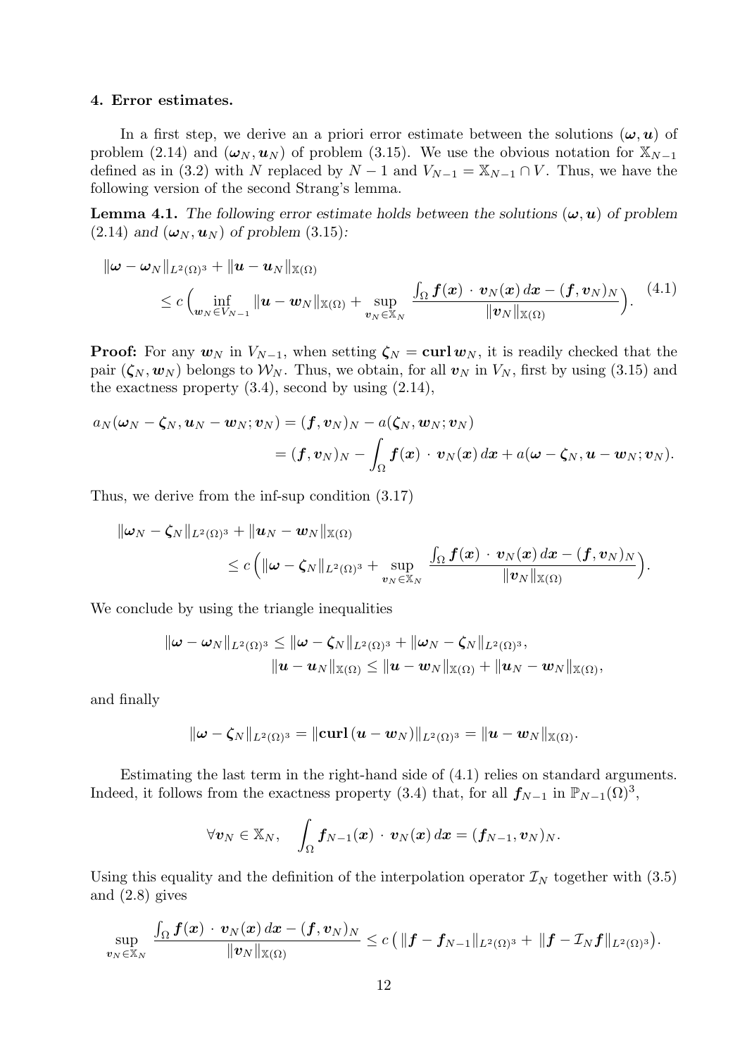**4. Error estimates.**

In a first step, we derive an a priori error estimate between the solutions $(\boldsymbol{\omega}, \boldsymbol{u})$ of problem (2.14) and $(\boldsymbol{\omega}_N, \boldsymbol{u}_N)$ of problem (3.15). We use the obvious notation for $\mathbb{X}_{N-1}$ defined as in (3.2) with $N$ replaced by $N-1$ and $V_{N-1} = \mathbb{X}_{N-1} \cap V$. Thus, we have the following version of the second Strang's lemma.

**Lemma 4.1.** *The following error estimate holds between the solutions $(\boldsymbol{\omega}, \boldsymbol{u})$ of problem (2.14) and $(\boldsymbol{\omega}_N, \boldsymbol{u}_N)$ of problem (3.15):*

$$
\begin{aligned}
&\|\boldsymbol{\omega} - \boldsymbol{\omega}_N\|_{L^2(\Omega)^3} + \|\boldsymbol{u} - \boldsymbol{u}_N\|_{\mathbb{X}(\Omega)} \\
&\qquad \leq c\Big( \inf_{\boldsymbol{w}_N \in V_{N-1}} \|\boldsymbol{u} - \boldsymbol{w}_N\|_{\mathbb{X}(\Omega)} + \sup_{\boldsymbol{v}_N \in \mathbb{X}_N} \frac{\int_\Omega \boldsymbol{f}(\boldsymbol{x}) \cdot \boldsymbol{v}_N(\boldsymbol{x})\, d\boldsymbol{x} - (\boldsymbol{f}, \boldsymbol{v}_N)_N}{\|\boldsymbol{v}_N\|_{\mathbb{X}(\Omega)}} \Big).
\end{aligned} \tag{4.1}
$$

**Proof:** For any $\boldsymbol{w}_N$ in $V_{N-1}$, when setting $\boldsymbol{\zeta}_N = \mathbf{curl}\, \boldsymbol{w}_N$, it is readily checked that the pair $(\boldsymbol{\zeta}_N, \boldsymbol{w}_N)$ belongs to $\mathcal{W}_N$. Thus, we obtain, for all $\boldsymbol{v}_N$ in $V_N$, first by using (3.15) and the exactness property (3.4), second by using (2.14),

$$
\begin{aligned}
a_N(\boldsymbol{\omega}_N - \boldsymbol{\zeta}_N, \boldsymbol{u}_N - \boldsymbol{w}_N; \boldsymbol{v}_N) &= (\boldsymbol{f}, \boldsymbol{v}_N)_N - a(\boldsymbol{\zeta}_N, \boldsymbol{w}_N; \boldsymbol{v}_N) \\
&= (\boldsymbol{f}, \boldsymbol{v}_N)_N - \int_\Omega \boldsymbol{f}(\boldsymbol{x}) \cdot \boldsymbol{v}_N(\boldsymbol{x})\, d\boldsymbol{x} + a(\boldsymbol{\omega} - \boldsymbol{\zeta}_N, \boldsymbol{u} - \boldsymbol{w}_N; \boldsymbol{v}_N).
\end{aligned}
$$

Thus, we derive from the inf-sup condition (3.17)

$$
\begin{aligned}
&\|\boldsymbol{\omega}_N - \boldsymbol{\zeta}_N\|_{L^2(\Omega)^3} + \|\boldsymbol{u}_N - \boldsymbol{w}_N\|_{\mathbb{X}(\Omega)} \\
&\qquad \leq c\Big( \|\boldsymbol{\omega} - \boldsymbol{\zeta}_N\|_{L^2(\Omega)^3} + \sup_{\boldsymbol{v}_N \in \mathbb{X}_N} \frac{\int_\Omega \boldsymbol{f}(\boldsymbol{x}) \cdot \boldsymbol{v}_N(\boldsymbol{x})\, d\boldsymbol{x} - (\boldsymbol{f}, \boldsymbol{v}_N)_N}{\|\boldsymbol{v}_N\|_{\mathbb{X}(\Omega)}} \Big).
\end{aligned}
$$

We conclude by using the triangle inequalities

$$
\begin{aligned}
\|\boldsymbol{\omega} - \boldsymbol{\omega}_N\|_{L^2(\Omega)^3} &\leq \|\boldsymbol{\omega} - \boldsymbol{\zeta}_N\|_{L^2(\Omega)^3} + \|\boldsymbol{\omega}_N - \boldsymbol{\zeta}_N\|_{L^2(\Omega)^3}, \\
\|\boldsymbol{u} - \boldsymbol{u}_N\|_{\mathbb{X}(\Omega)} &\leq \|\boldsymbol{u} - \boldsymbol{w}_N\|_{\mathbb{X}(\Omega)} + \|\boldsymbol{u}_N - \boldsymbol{w}_N\|_{\mathbb{X}(\Omega)},
\end{aligned}
$$

and finally

$$
\|\boldsymbol{\omega} - \boldsymbol{\zeta}_N\|_{L^2(\Omega)^3} = \|\mathbf{curl}\,(\boldsymbol{u} - \boldsymbol{w}_N)\|_{L^2(\Omega)^3} = \|\boldsymbol{u} - \boldsymbol{w}_N\|_{\mathbb{X}(\Omega)}.
$$

Estimating the last term in the right-hand side of (4.1) relies on standard arguments. Indeed, it follows from the exactness property (3.4) that, for all $\boldsymbol{f}_{N-1}$ in $\mathbb{P}_{N-1}(\Omega)^3$,

$$
\forall \boldsymbol{v}_N \in \mathbb{X}_N, \quad \int_\Omega \boldsymbol{f}_{N-1}(\boldsymbol{x}) \cdot \boldsymbol{v}_N(\boldsymbol{x})\, d\boldsymbol{x} = (\boldsymbol{f}_{N-1}, \boldsymbol{v}_N)_N.
$$

Using this equality and the definition of the interpolation operator $\mathcal{I}_N$ together with (3.5) and (2.8) gives

$$
\sup_{\boldsymbol{v}_N \in \mathbb{X}_N} \frac{\int_\Omega \boldsymbol{f}(\boldsymbol{x}) \cdot \boldsymbol{v}_N(\boldsymbol{x})\, d\boldsymbol{x} - (\boldsymbol{f}, \boldsymbol{v}_N)_N}{\|\boldsymbol{v}_N\|_{\mathbb{X}(\Omega)}} \leq c\big( \|\boldsymbol{f} - \boldsymbol{f}_{N-1}\|_{L^2(\Omega)^3} + \|\boldsymbol{f} - \mathcal{I}_N \boldsymbol{f}\|_{L^2(\Omega)^3} \big).
$$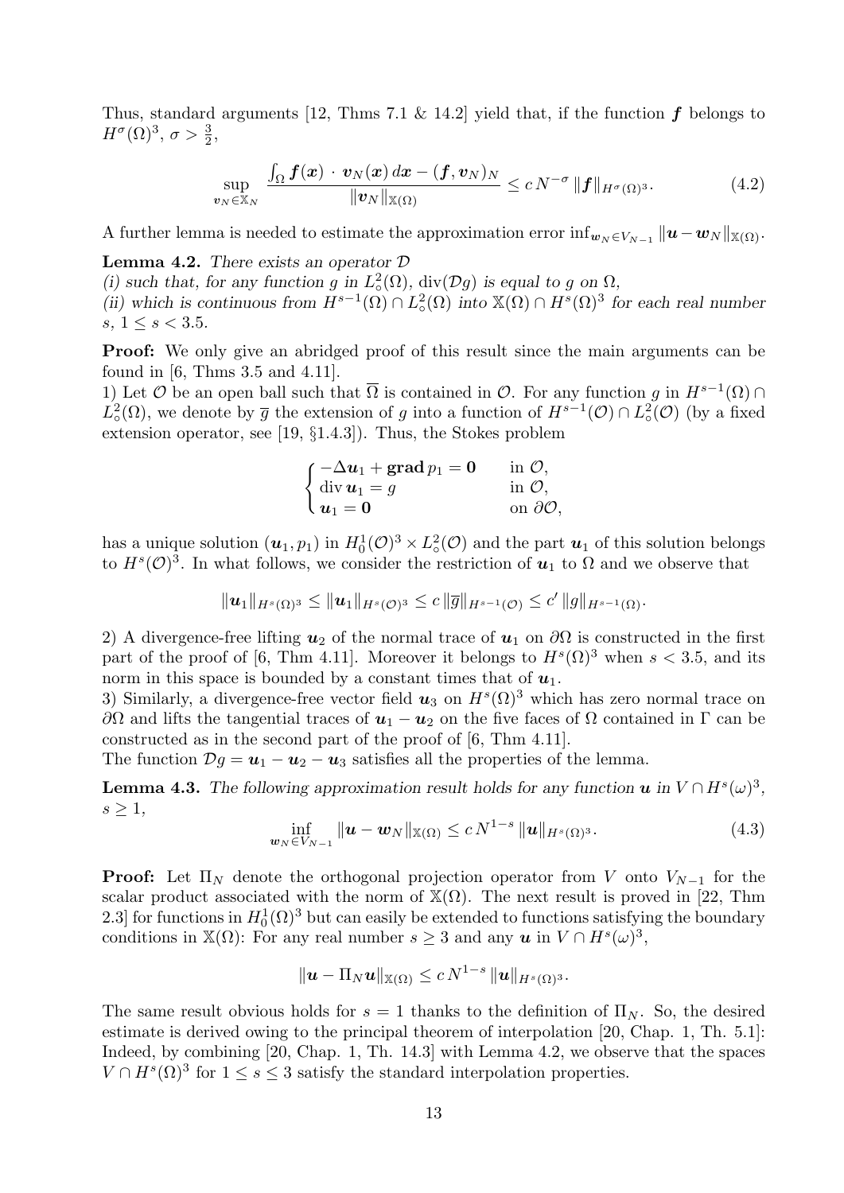Thus, standard arguments [12, Thms 7.1 & 14.2] yield that, if the function $\boldsymbol{f}$ belongs to $H^\sigma(\Omega)^3$, $\sigma > \frac{3}{2}$,

$$\sup_{\boldsymbol{v}_N \in \mathbb{X}_N} \frac{\int_\Omega \boldsymbol{f}(\boldsymbol{x}) \cdot \boldsymbol{v}_N(\boldsymbol{x})\, d\boldsymbol{x} - (\boldsymbol{f}, \boldsymbol{v}_N)_N}{\|\boldsymbol{v}_N\|_{\mathbb{X}(\Omega)}} \leq c\, N^{-\sigma}\, \|\boldsymbol{f}\|_{H^\sigma(\Omega)^3}. \tag{4.2}$$

A further lemma is needed to estimate the approximation error $\inf_{\boldsymbol{w}_N \in V_{N-1}} \|\boldsymbol{u} - \boldsymbol{w}_N\|_{\mathbb{X}(\Omega)}$.

**Lemma 4.2.** *There exists an operator $\mathcal{D}$*
*(i) such that, for any function $g$ in $L^2_\circ(\Omega)$, $\operatorname{div}(\mathcal{D}g)$ is equal to $g$ on $\Omega$,*
*(ii) which is continuous from $H^{s-1}(\Omega) \cap L^2_\circ(\Omega)$ into $\mathbb{X}(\Omega) \cap H^s(\Omega)^3$ for each real number $s$, $1 \leq s < 3.5$.*

**Proof:** We only give an abridged proof of this result since the main arguments can be found in [6, Thms 3.5 and 4.11].
1) Let $\mathcal{O}$ be an open ball such that $\overline{\Omega}$ is contained in $\mathcal{O}$. For any function $g$ in $H^{s-1}(\Omega) \cap L^2_\circ(\Omega)$, we denote by $\overline{g}$ the extension of $g$ into a function of $H^{s-1}(\mathcal{O}) \cap L^2_\circ(\mathcal{O})$ (by a fixed extension operator, see [19, §1.4.3]). Thus, the Stokes problem

$$\begin{cases} -\Delta \boldsymbol{u}_1 + \mathbf{grad}\, p_1 = \mathbf{0} & \text{in } \mathcal{O}, \\ \operatorname{div} \boldsymbol{u}_1 = g & \text{in } \mathcal{O}, \\ \boldsymbol{u}_1 = \mathbf{0} & \text{on } \partial\mathcal{O}, \end{cases}$$

has a unique solution $(\boldsymbol{u}_1, p_1)$ in $H^1_0(\mathcal{O})^3 \times L^2_\circ(\mathcal{O})$ and the part $\boldsymbol{u}_1$ of this solution belongs to $H^s(\mathcal{O})^3$. In what follows, we consider the restriction of $\boldsymbol{u}_1$ to $\Omega$ and we observe that

$$\|\boldsymbol{u}_1\|_{H^s(\Omega)^3} \leq \|\boldsymbol{u}_1\|_{H^s(\mathcal{O})^3} \leq c\, \|\overline{g}\|_{H^{s-1}(\mathcal{O})} \leq c'\, \|g\|_{H^{s-1}(\Omega)}.$$

2) A divergence-free lifting $\boldsymbol{u}_2$ of the normal trace of $\boldsymbol{u}_1$ on $\partial\Omega$ is constructed in the first part of the proof of [6, Thm 4.11]. Moreover it belongs to $H^s(\Omega)^3$ when $s < 3.5$, and its norm in this space is bounded by a constant times that of $\boldsymbol{u}_1$.
3) Similarly, a divergence-free vector field $\boldsymbol{u}_3$ on $H^s(\Omega)^3$ which has zero normal trace on $\partial\Omega$ and lifts the tangential traces of $\boldsymbol{u}_1 - \boldsymbol{u}_2$ on the five faces of $\Omega$ contained in $\Gamma$ can be constructed as in the second part of the proof of [6, Thm 4.11].
The function $\mathcal{D}g = \boldsymbol{u}_1 - \boldsymbol{u}_2 - \boldsymbol{u}_3$ satisfies all the properties of the lemma.

**Lemma 4.3.** *The following approximation result holds for any function $\boldsymbol{u}$ in $V \cap H^s(\omega)^3$, $s \geq 1$,*

$$\inf_{\boldsymbol{w}_N \in V_{N-1}} \|\boldsymbol{u} - \boldsymbol{w}_N\|_{\mathbb{X}(\Omega)} \leq c\, N^{1-s}\, \|\boldsymbol{u}\|_{H^s(\Omega)^3}. \tag{4.3}$$

**Proof:** Let $\Pi_N$ denote the orthogonal projection operator from $V$ onto $V_{N-1}$ for the scalar product associated with the norm of $\mathbb{X}(\Omega)$. The next result is proved in [22, Thm 2.3] for functions in $H^1_0(\Omega)^3$ but can easily be extended to functions satisfying the boundary conditions in $\mathbb{X}(\Omega)$: For any real number $s \geq 3$ and any $\boldsymbol{u}$ in $V \cap H^s(\omega)^3$,

$$\|\boldsymbol{u} - \Pi_N \boldsymbol{u}\|_{\mathbb{X}(\Omega)} \leq c\, N^{1-s}\, \|\boldsymbol{u}\|_{H^s(\Omega)^3}.$$

The same result obvious holds for $s = 1$ thanks to the definition of $\Pi_N$. So, the desired estimate is derived owing to the principal theorem of interpolation [20, Chap. 1, Th. 5.1]: Indeed, by combining [20, Chap. 1, Th. 14.3] with Lemma 4.2, we observe that the spaces $V \cap H^s(\Omega)^3$ for $1 \leq s \leq 3$ satisfy the standard interpolation properties.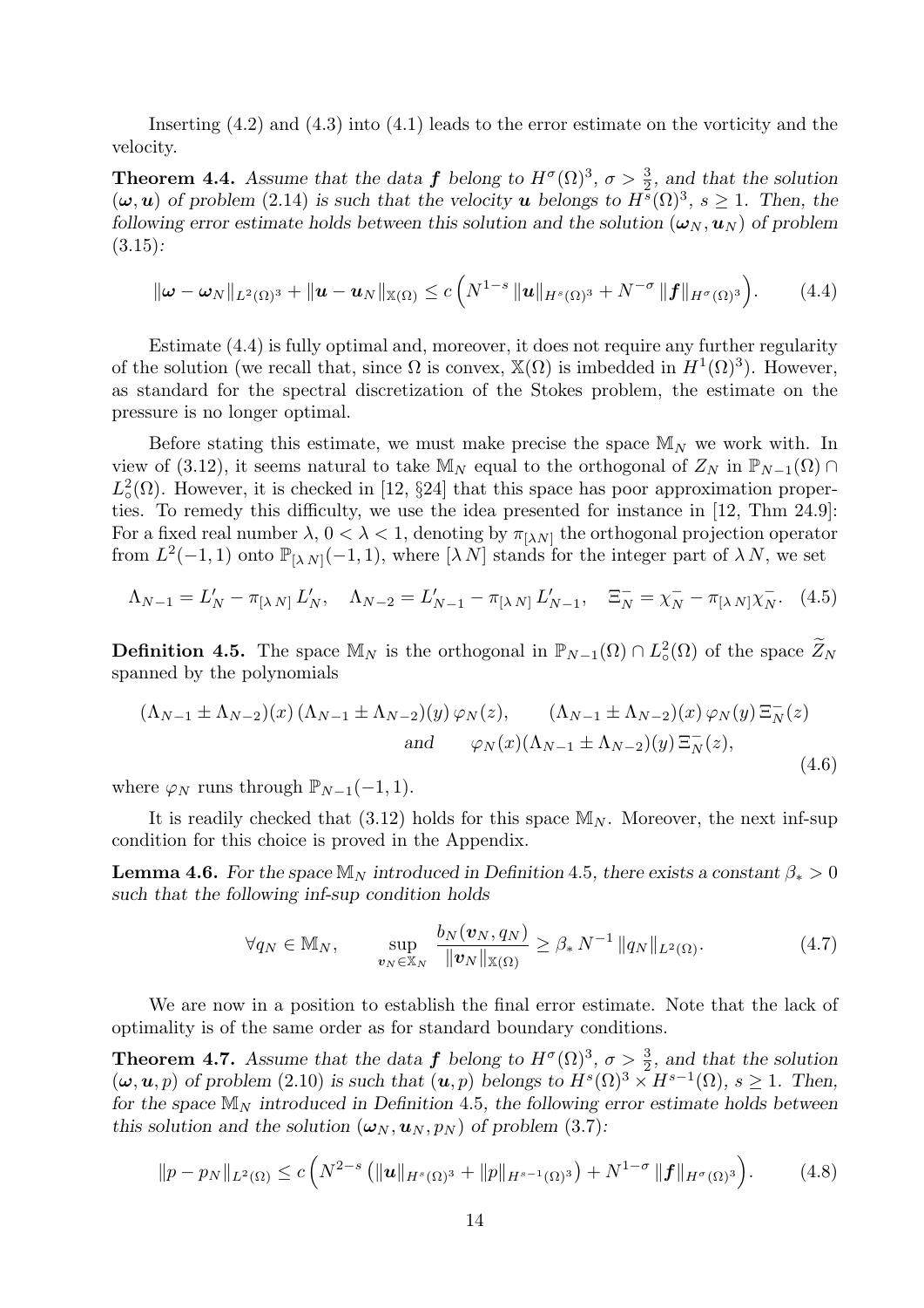Inserting (4.2) and (4.3) into (4.1) leads to the error estimate on the vorticity and the velocity.

**Theorem 4.4.** *Assume that the data $\boldsymbol{f}$ belong to $H^\sigma(\Omega)^3$, $\sigma > \frac{3}{2}$, and that the solution $(\boldsymbol{\omega}, \boldsymbol{u})$ of problem (2.14) is such that the velocity $\boldsymbol{u}$ belongs to $H^s(\Omega)^3$, $s \geq 1$. Then, the following error estimate holds between this solution and the solution $(\boldsymbol{\omega}_N, \boldsymbol{u}_N)$ of problem (3.15):*

$$
\|\boldsymbol{\omega} - \boldsymbol{\omega}_N\|_{L^2(\Omega)^3} + \|\boldsymbol{u} - \boldsymbol{u}_N\|_{\mathbb{X}(\Omega)} \leq c\,\Big(N^{1-s}\,\|\boldsymbol{u}\|_{H^s(\Omega)^3} + N^{-\sigma}\,\|\boldsymbol{f}\|_{H^\sigma(\Omega)^3}\Big). \tag{4.4}
$$

Estimate (4.4) is fully optimal and, moreover, it does not require any further regularity of the solution (we recall that, since $\Omega$ is convex, $\mathbb{X}(\Omega)$ is imbedded in $H^1(\Omega)^3$). However, as standard for the spectral discretization of the Stokes problem, the estimate on the pressure is no longer optimal.

Before stating this estimate, we must make precise the space $\mathbb{M}_N$ we work with. In view of (3.12), it seems natural to take $\mathbb{M}_N$ equal to the orthogonal of $Z_N$ in $\mathbb{P}_{N-1}(\Omega) \cap L^2_\circ(\Omega)$. However, it is checked in [12, §24] that this space has poor approximation properties. To remedy this difficulty, we use the idea presented for instance in [12, Thm 24.9]: For a fixed real number $\lambda$, $0 < \lambda < 1$, denoting by $\pi_{[\lambda N]}$ the orthogonal projection operator from $L^2(-1,1)$ onto $\mathbb{P}_{[\lambda N]}(-1,1)$, where $[\lambda N]$ stands for the integer part of $\lambda N$, we set

$$
\Lambda_{N-1} = L'_N - \pi_{[\lambda N]}\,L'_N, \quad \Lambda_{N-2} = L'_{N-1} - \pi_{[\lambda N]}\,L'_{N-1}, \quad \Xi^-_N = \chi^-_N - \pi_{[\lambda N]}\chi^-_N. \tag{4.5}
$$

**Definition 4.5.** The space $\mathbb{M}_N$ is the orthogonal in $\mathbb{P}_{N-1}(\Omega) \cap L^2_\circ(\Omega)$ of the space $\widetilde{Z}_N$ spanned by the polynomials

$$
\begin{aligned}
&(\Lambda_{N-1} \pm \Lambda_{N-2})(x)\,(\Lambda_{N-1} \pm \Lambda_{N-2})(y)\,\varphi_N(z), \qquad (\Lambda_{N-1} \pm \Lambda_{N-2})(x)\,\varphi_N(y)\,\Xi^-_N(z)\\
&\qquad\qquad\qquad\qquad \text{and} \qquad \varphi_N(x)(\Lambda_{N-1} \pm \Lambda_{N-2})(y)\,\Xi^-_N(z),
\end{aligned} \tag{4.6}
$$

where $\varphi_N$ runs through $\mathbb{P}_{N-1}(-1,1)$.

It is readily checked that (3.12) holds for this space $\mathbb{M}_N$. Moreover, the next inf-sup condition for this choice is proved in the Appendix.

**Lemma 4.6.** *For the space $\mathbb{M}_N$ introduced in Definition 4.5, there exists a constant $\beta_* > 0$ such that the following inf-sup condition holds*

$$
\forall q_N \in \mathbb{M}_N, \qquad \sup_{\boldsymbol{v}_N \in \mathbb{X}_N} \frac{b_N(\boldsymbol{v}_N, q_N)}{\|\boldsymbol{v}_N\|_{\mathbb{X}(\Omega)}} \geq \beta_*\,N^{-1}\,\|q_N\|_{L^2(\Omega)}. \tag{4.7}
$$

We are now in a position to establish the final error estimate. Note that the lack of optimality is of the same order as for standard boundary conditions.

**Theorem 4.7.** *Assume that the data $\boldsymbol{f}$ belong to $H^\sigma(\Omega)^3$, $\sigma > \frac{3}{2}$, and that the solution $(\boldsymbol{\omega}, \boldsymbol{u}, p)$ of problem (2.10) is such that $(\boldsymbol{u}, p)$ belongs to $H^s(\Omega)^3 \times H^{s-1}(\Omega)$, $s \geq 1$. Then, for the space $\mathbb{M}_N$ introduced in Definition 4.5, the following error estimate holds between this solution and the solution $(\boldsymbol{\omega}_N, \boldsymbol{u}_N, p_N)$ of problem (3.7):*

$$
\|p - p_N\|_{L^2(\Omega)} \leq c\,\Big(N^{2-s}\,\big(\|\boldsymbol{u}\|_{H^s(\Omega)^3} + \|p\|_{H^{s-1}(\Omega)^3}\big) + N^{1-\sigma}\,\|\boldsymbol{f}\|_{H^\sigma(\Omega)^3}\Big). \tag{4.8}
$$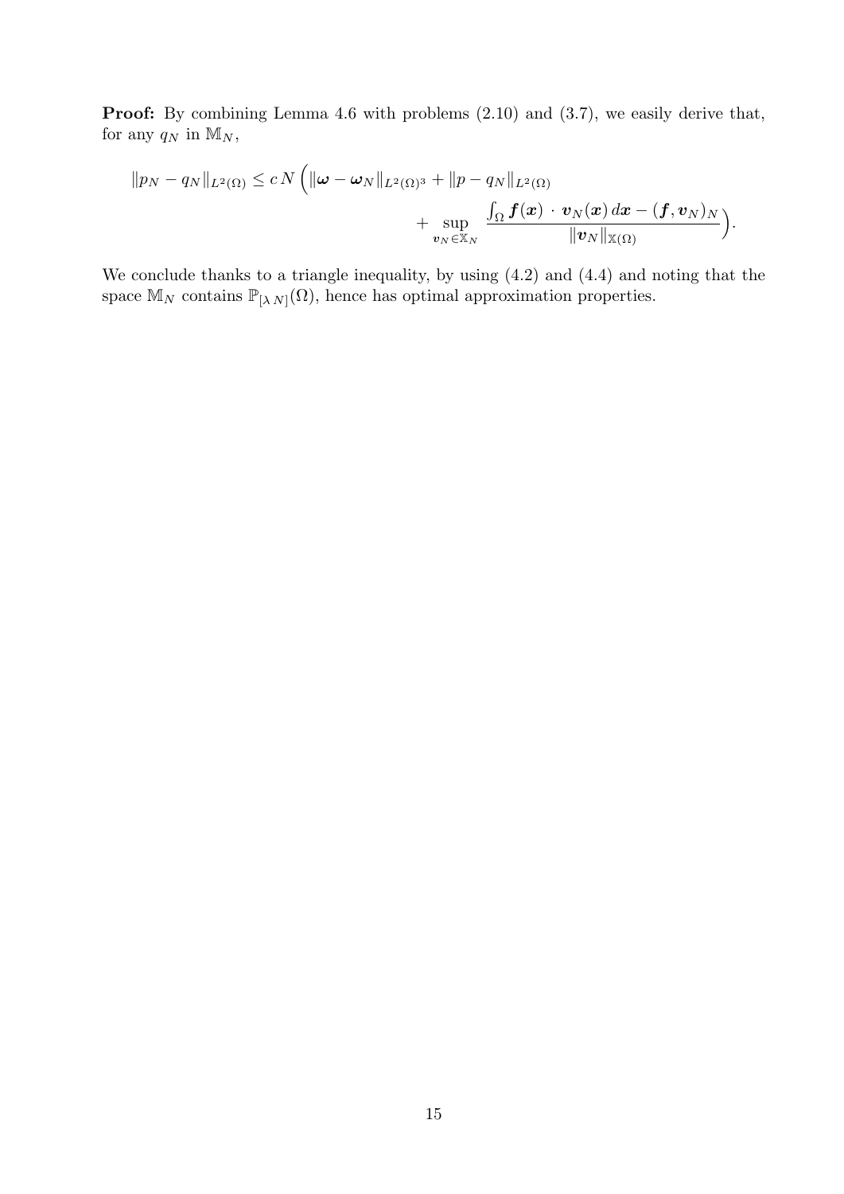**Proof:** By combining Lemma 4.6 with problems (2.10) and (3.7), we easily derive that, for any $q_N$ in $\mathbb{M}_N$,

$$\|p_N - q_N\|_{L^2(\Omega)} \leq c\, N \Big( \|\boldsymbol{\omega} - \boldsymbol{\omega}_N\|_{L^2(\Omega)^3} + \|p - q_N\|_{L^2(\Omega)} + \sup_{\boldsymbol{v}_N \in \mathbb{X}_N} \frac{\int_\Omega \boldsymbol{f}(\boldsymbol{x}) \cdot \boldsymbol{v}_N(\boldsymbol{x})\, d\boldsymbol{x} - (\boldsymbol{f}, \boldsymbol{v}_N)_N}{\|\boldsymbol{v}_N\|_{\mathbb{X}(\Omega)}} \Big).$$

We conclude thanks to a triangle inequality, by using (4.2) and (4.4) and noting that the space $\mathbb{M}_N$ contains $\mathbb{P}_{[\lambda N]}(\Omega)$, hence has optimal approximation properties.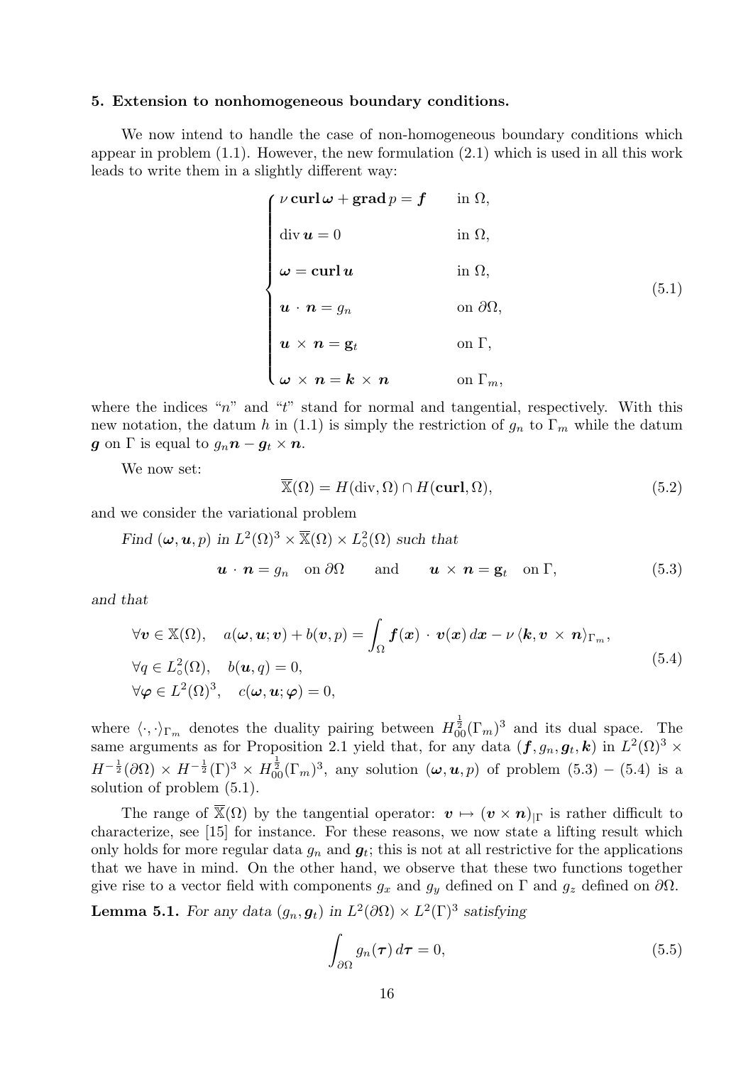**5. Extension to nonhomogeneous boundary conditions.**

We now intend to handle the case of non-homogeneous boundary conditions which appear in problem (1.1). However, the new formulation (2.1) which is used in all this work leads to write them in a slightly different way:

$$
\begin{cases}
\nu\, \mathbf{curl}\, \boldsymbol{\omega} + \mathbf{grad}\, p = \boldsymbol{f} & \text{in } \Omega, \\
\operatorname{div} \boldsymbol{u} = 0 & \text{in } \Omega, \\
\boldsymbol{\omega} = \mathbf{curl}\, \boldsymbol{u} & \text{in } \Omega, \\
\boldsymbol{u} \cdot \boldsymbol{n} = g_n & \text{on } \partial\Omega, \\
\boldsymbol{u} \times \boldsymbol{n} = \mathbf{g}_t & \text{on } \Gamma, \\
\boldsymbol{\omega} \times \boldsymbol{n} = \boldsymbol{k} \times \boldsymbol{n} & \text{on } \Gamma_m,
\end{cases}
\tag{5.1}
$$

where the indices "$n$" and "$t$" stand for normal and tangential, respectively. With this new notation, the datum $h$ in (1.1) is simply the restriction of $g_n$ to $\Gamma_m$ while the datum $\boldsymbol{g}$ on $\Gamma$ is equal to $g_n \boldsymbol{n} - \boldsymbol{g}_t \times \boldsymbol{n}$.

We now set:

$$
\overline{\mathbb{X}}(\Omega) = H(\operatorname{div}, \Omega) \cap H(\mathbf{curl}, \Omega),
\tag{5.2}
$$

and we consider the variational problem

*Find $(\boldsymbol{\omega}, \boldsymbol{u}, p)$ in $L^2(\Omega)^3 \times \overline{\mathbb{X}}(\Omega) \times L^2_\circ(\Omega)$ such that*

$$
\boldsymbol{u} \cdot \boldsymbol{n} = g_n \quad \text{on } \partial\Omega \qquad \text{and} \qquad \boldsymbol{u} \times \boldsymbol{n} = \mathbf{g}_t \quad \text{on } \Gamma,
\tag{5.3}
$$

*and that*

$$
\begin{aligned}
&\forall \boldsymbol{v} \in \mathbb{X}(\Omega), \quad a(\boldsymbol{\omega}, \boldsymbol{u}; \boldsymbol{v}) + b(\boldsymbol{v}, p) = \int_\Omega \boldsymbol{f}(\boldsymbol{x}) \cdot \boldsymbol{v}(\boldsymbol{x})\, d\boldsymbol{x} - \nu\, \langle \boldsymbol{k}, \boldsymbol{v} \times \boldsymbol{n} \rangle_{\Gamma_m}, \\
&\forall q \in L^2_\circ(\Omega), \quad b(\boldsymbol{u}, q) = 0, \\
&\forall \boldsymbol{\varphi} \in L^2(\Omega)^3, \quad c(\boldsymbol{\omega}, \boldsymbol{u}; \boldsymbol{\varphi}) = 0,
\end{aligned}
\tag{5.4}
$$

where $\langle \cdot, \cdot \rangle_{\Gamma_m}$ denotes the duality pairing between $H^{\frac{1}{2}}_{00}(\Gamma_m)^3$ and its dual space. The same arguments as for Proposition 2.1 yield that, for any data $(\boldsymbol{f}, g_n, \boldsymbol{g}_t, \boldsymbol{k})$ in $L^2(\Omega)^3 \times H^{-\frac{1}{2}}(\partial\Omega) \times H^{-\frac{1}{2}}(\Gamma)^3 \times H^{\frac{1}{2}}_{00}(\Gamma_m)^3$, any solution $(\boldsymbol{\omega}, \boldsymbol{u}, p)$ of problem (5.3) – (5.4) is a solution of problem (5.1).

The range of $\overline{\mathbb{X}}(\Omega)$ by the tangential operator: $\boldsymbol{v} \mapsto (\boldsymbol{v} \times \boldsymbol{n})_{|\Gamma}$ is rather difficult to characterize, see [15] for instance. For these reasons, we now state a lifting result which only holds for more regular data $g_n$ and $\boldsymbol{g}_t$; this is not at all restrictive for the applications that we have in mind. On the other hand, we observe that these two functions together give rise to a vector field with components $g_x$ and $g_y$ defined on $\Gamma$ and $g_z$ defined on $\partial\Omega$.

**Lemma 5.1.** *For any data $(g_n, \boldsymbol{g}_t)$ in $L^2(\partial\Omega) \times L^2(\Gamma)^3$ satisfying*

$$
\int_{\partial\Omega} g_n(\boldsymbol{\tau})\, d\boldsymbol{\tau} = 0,
\tag{5.5}
$$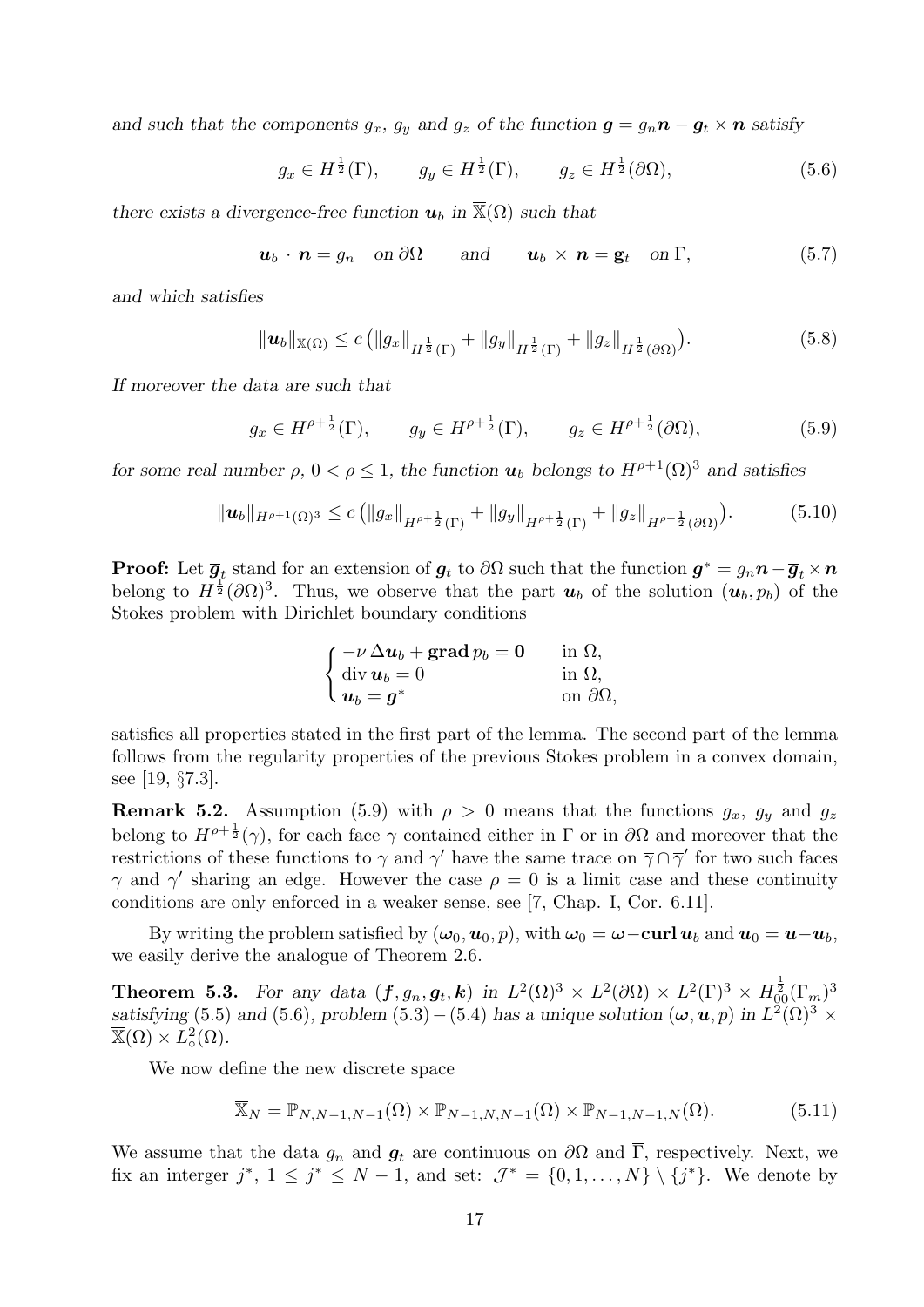*and such that the components $g_x$, $g_y$ and $g_z$ of the function $\boldsymbol{g} = g_n \boldsymbol{n} - \boldsymbol{g}_t \times \boldsymbol{n}$ satisfy*

$$g_x \in H^{\frac{1}{2}}(\Gamma), \qquad g_y \in H^{\frac{1}{2}}(\Gamma), \qquad g_z \in H^{\frac{1}{2}}(\partial\Omega), \tag{5.6}$$

*there exists a divergence-free function $\boldsymbol{u}_b$ in $\overline{\mathbb{X}}(\Omega)$ such that*

$$\boldsymbol{u}_b \cdot \boldsymbol{n} = g_n \quad \text{on } \partial\Omega \qquad \text{and} \qquad \boldsymbol{u}_b \times \boldsymbol{n} = \mathbf{g}_t \quad \text{on } \Gamma, \tag{5.7}$$

*and which satisfies*

$$\|\boldsymbol{u}_b\|_{\mathbb{X}(\Omega)} \leq c\left(\|g_x\|_{H^{\frac{1}{2}}(\Gamma)} + \|g_y\|_{H^{\frac{1}{2}}(\Gamma)} + \|g_z\|_{H^{\frac{1}{2}}(\partial\Omega)}\right). \tag{5.8}$$

*If moreover the data are such that*

$$g_x \in H^{\rho+\frac{1}{2}}(\Gamma), \qquad g_y \in H^{\rho+\frac{1}{2}}(\Gamma), \qquad g_z \in H^{\rho+\frac{1}{2}}(\partial\Omega), \tag{5.9}$$

*for some real number $\rho$, $0 < \rho \leq 1$, the function $\boldsymbol{u}_b$ belongs to $H^{\rho+1}(\Omega)^3$ and satisfies*

$$\|\boldsymbol{u}_b\|_{H^{\rho+1}(\Omega)^3} \leq c\left(\|g_x\|_{H^{\rho+\frac{1}{2}}(\Gamma)} + \|g_y\|_{H^{\rho+\frac{1}{2}}(\Gamma)} + \|g_z\|_{H^{\rho+\frac{1}{2}}(\partial\Omega)}\right). \tag{5.10}$$

**Proof:** Let $\overline{\boldsymbol{g}}_t$ stand for an extension of $\boldsymbol{g}_t$ to $\partial\Omega$ such that the function $\boldsymbol{g}^* = g_n \boldsymbol{n} - \overline{\boldsymbol{g}}_t \times \boldsymbol{n}$ belong to $H^{\frac{1}{2}}(\partial\Omega)^3$. Thus, we observe that the part $\boldsymbol{u}_b$ of the solution $(\boldsymbol{u}_b, p_b)$ of the Stokes problem with Dirichlet boundary conditions

$$\begin{cases} -\nu\, \Delta \boldsymbol{u}_b + \mathbf{grad}\, p_b = \mathbf{0} & \text{in } \Omega, \\ \operatorname{div} \boldsymbol{u}_b = 0 & \text{in } \Omega, \\ \boldsymbol{u}_b = \boldsymbol{g}^* & \text{on } \partial\Omega, \end{cases}$$

satisfies all properties stated in the first part of the lemma. The second part of the lemma follows from the regularity properties of the previous Stokes problem in a convex domain, see [19, §7.3].

**Remark 5.2.** Assumption (5.9) with $\rho > 0$ means that the functions $g_x$, $g_y$ and $g_z$ belong to $H^{\rho+\frac{1}{2}}(\gamma)$, for each face $\gamma$ contained either in $\Gamma$ or in $\partial\Omega$ and moreover that the restrictions of these functions to $\gamma$ and $\gamma'$ have the same trace on $\overline{\gamma} \cap \overline{\gamma}'$ for two such faces $\gamma$ and $\gamma'$ sharing an edge. However the case $\rho = 0$ is a limit case and these continuity conditions are only enforced in a weaker sense, see [7, Chap. I, Cor. 6.11].

By writing the problem satisfied by $(\boldsymbol{\omega}_0, \boldsymbol{u}_0, p)$, with $\boldsymbol{\omega}_0 = \boldsymbol{\omega} - \mathbf{curl}\, \boldsymbol{u}_b$ and $\boldsymbol{u}_0 = \boldsymbol{u} - \boldsymbol{u}_b$, we easily derive the analogue of Theorem 2.6.

**Theorem 5.3.** *For any data $(\boldsymbol{f}, g_n, \boldsymbol{g}_t, \boldsymbol{k})$ in $L^2(\Omega)^3 \times L^2(\partial\Omega) \times L^2(\Gamma)^3 \times H_{00}^{\frac{1}{2}}(\Gamma_m)^3$ satisfying (5.5) and (5.6), problem (5.3) – (5.4) has a unique solution $(\boldsymbol{\omega}, \boldsymbol{u}, p)$ in $L^2(\Omega)^3 \times \overline{\mathbb{X}}(\Omega) \times L^2_\circ(\Omega)$.*

We now define the new discrete space

$$\overline{\mathbb{X}}_N = \mathbb{P}_{N,N-1,N-1}(\Omega) \times \mathbb{P}_{N-1,N,N-1}(\Omega) \times \mathbb{P}_{N-1,N-1,N}(\Omega). \tag{5.11}$$

We assume that the data $g_n$ and $\boldsymbol{g}_t$ are continuous on $\partial\Omega$ and $\overline{\Gamma}$, respectively. Next, we fix an interger $j^*$, $1 \leq j^* \leq N-1$, and set: $\mathcal{J}^* = \{0, 1, \ldots, N\} \setminus \{j^*\}$. We denote by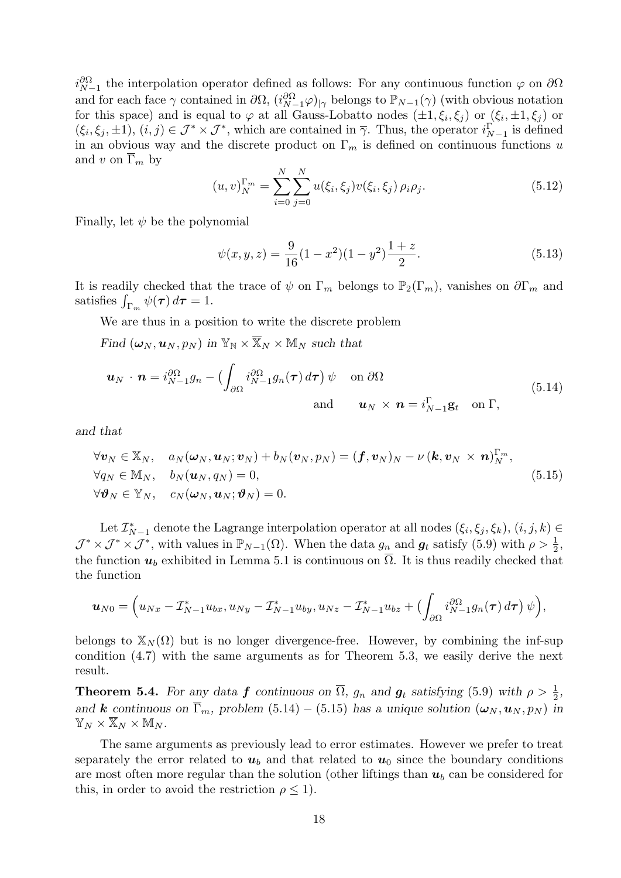$i_{N-1}^{\partial\Omega}$ the interpolation operator defined as follows: For any continuous function $\varphi$ on $\partial\Omega$ and for each face $\gamma$ contained in $\partial\Omega$, $(i_{N-1}^{\partial\Omega}\varphi)_{|\gamma}$ belongs to $\mathbb{P}_{N-1}(\gamma)$ (with obvious notation for this space) and is equal to $\varphi$ at all Gauss-Lobatto nodes $(\pm 1, \xi_i, \xi_j)$ or $(\xi_i, \pm 1, \xi_j)$ or $(\xi_i, \xi_j, \pm 1)$, $(i,j) \in \mathcal{J}^* \times \mathcal{J}^*$, which are contained in $\overline{\gamma}$. Thus, the operator $i_{N-1}^{\Gamma}$ is defined in an obvious way and the discrete product on $\Gamma_m$ is defined on continuous functions $u$ and $v$ on $\overline{\Gamma}_m$ by

$$(u,v)_N^{\Gamma_m} = \sum_{i=0}^{N}\sum_{j=0}^{N} u(\xi_i,\xi_j)v(\xi_i,\xi_j)\,\rho_i\rho_j. \tag{5.12}$$

Finally, let $\psi$ be the polynomial

$$\psi(x,y,z) = \frac{9}{16}(1-x^2)(1-y^2)\frac{1+z}{2}. \tag{5.13}$$

It is readily checked that the trace of $\psi$ on $\Gamma_m$ belongs to $\mathbb{P}_2(\Gamma_m)$, vanishes on $\partial\Gamma_m$ and satisfies $\int_{\Gamma_m}\psi(\boldsymbol{\tau})\,d\boldsymbol{\tau} = 1$.

We are thus in a position to write the discrete problem

*Find* $(\boldsymbol{\omega}_N, \boldsymbol{u}_N, p_N)$ *in* $\mathbb{Y}_{\mathbb{N}} \times \overline{\mathbb{X}}_N \times \mathbb{M}_N$ *such that*

$$\begin{aligned} \boldsymbol{u}_N \cdot \boldsymbol{n} = i_{N-1}^{\partial\Omega} g_n - \big(\int_{\partial\Omega} i_{N-1}^{\partial\Omega} g_n(\boldsymbol{\tau})\,d\boldsymbol{\tau}\big)\,\psi \quad &\text{on } \partial\Omega \\ \text{and} \qquad \boldsymbol{u}_N \times \boldsymbol{n} = i_{N-1}^{\Gamma}\mathbf{g}_t \quad &\text{on } \Gamma, \end{aligned} \tag{5.14}$$

*and that*

$$\begin{aligned} &\forall \boldsymbol{v}_N \in \mathbb{X}_N, \quad a_N(\boldsymbol{\omega}_N, \boldsymbol{u}_N; \boldsymbol{v}_N) + b_N(\boldsymbol{v}_N, p_N) = (\boldsymbol{f}, \boldsymbol{v}_N)_N - \nu\,(\boldsymbol{k}, \boldsymbol{v}_N \times \boldsymbol{n})_N^{\Gamma_m}, \\ &\forall q_N \in \mathbb{M}_N, \quad b_N(\boldsymbol{u}_N, q_N) = 0, \\ &\forall \boldsymbol{\vartheta}_N \in \mathbb{Y}_N, \quad c_N(\boldsymbol{\omega}_N, \boldsymbol{u}_N; \boldsymbol{\vartheta}_N) = 0. \end{aligned} \tag{5.15}$$

Let $\mathcal{I}_{N-1}^*$ denote the Lagrange interpolation operator at all nodes $(\xi_i, \xi_j, \xi_k)$, $(i,j,k) \in \mathcal{J}^* \times \mathcal{J}^* \times \mathcal{J}^*$, with values in $\mathbb{P}_{N-1}(\Omega)$. When the data $g_n$ and $\boldsymbol{g}_t$ satisfy (5.9) with $\rho > \frac{1}{2}$, the function $\boldsymbol{u}_b$ exhibited in Lemma 5.1 is continuous on $\overline{\Omega}$. It is thus readily checked that the function

$$\boldsymbol{u}_{N0} = \Big(u_{Nx} - \mathcal{I}_{N-1}^* u_{bx}, u_{Ny} - \mathcal{I}_{N-1}^* u_{by}, u_{Nz} - \mathcal{I}_{N-1}^* u_{bz} + \big(\int_{\partial\Omega} i_{N-1}^{\partial\Omega} g_n(\boldsymbol{\tau})\,d\boldsymbol{\tau}\big)\,\psi\Big),$$

belongs to $\mathbb{X}_N(\Omega)$ but is no longer divergence-free. However, by combining the inf-sup condition (4.7) with the same arguments as for Theorem 5.3, we easily derive the next result.

**Theorem 5.4.** *For any data $\boldsymbol{f}$ continuous on $\overline{\Omega}$, $g_n$ and $\boldsymbol{g}_t$ satisfying (5.9) with $\rho > \frac{1}{2}$, and $\boldsymbol{k}$ continuous on $\overline{\Gamma}_m$, problem (5.14) – (5.15) has a unique solution $(\boldsymbol{\omega}_N, \boldsymbol{u}_N, p_N)$ in $\mathbb{Y}_N \times \overline{\mathbb{X}}_N \times \mathbb{M}_N$.*

The same arguments as previously lead to error estimates. However we prefer to treat separately the error related to $\boldsymbol{u}_b$ and that related to $\boldsymbol{u}_0$ since the boundary conditions are most often more regular than the solution (other liftings than $\boldsymbol{u}_b$ can be considered for this, in order to avoid the restriction $\rho \leq 1$).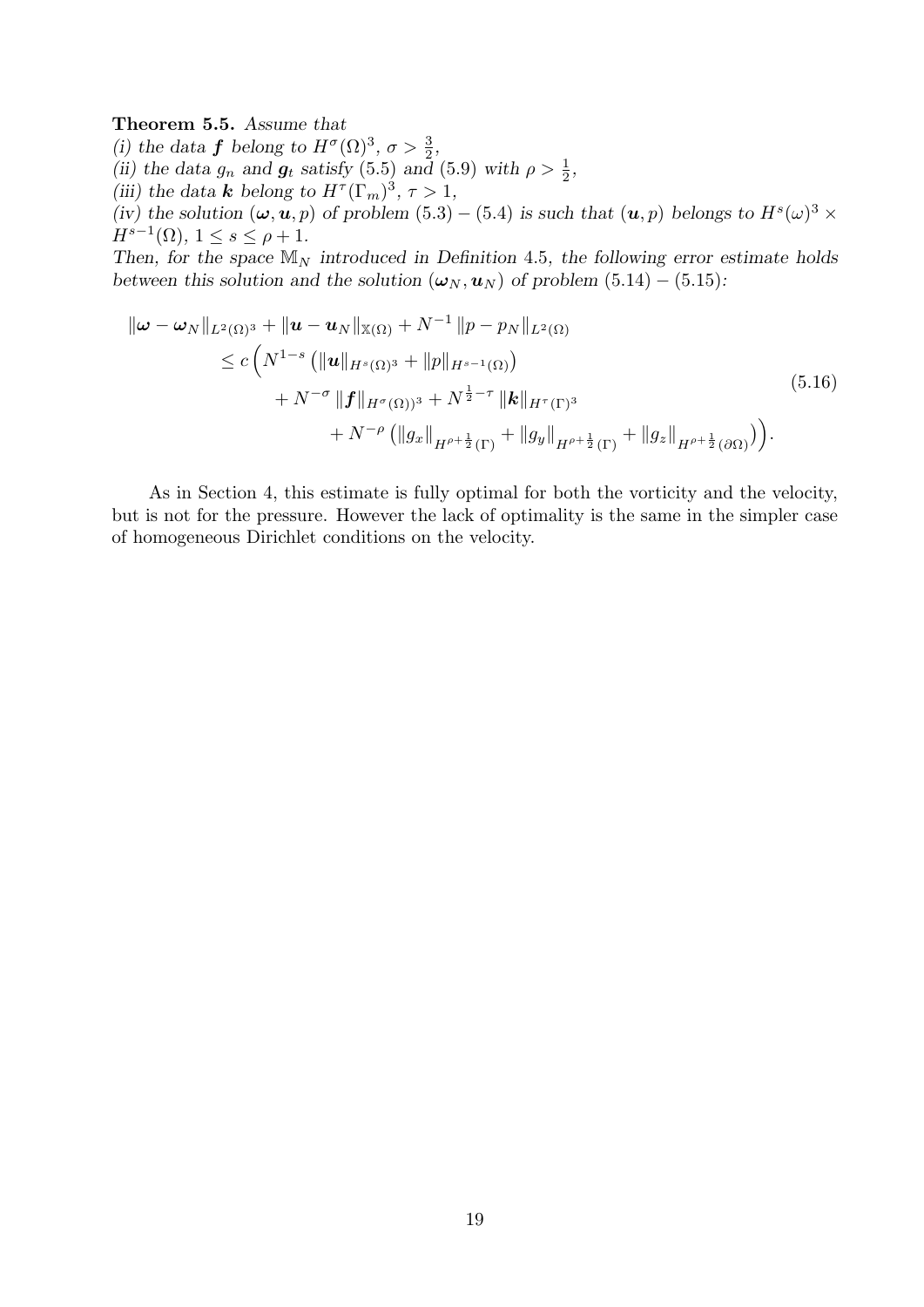**Theorem 5.5.** *Assume that*
*(i) the data $\boldsymbol{f}$ belong to $H^\sigma(\Omega)^3$, $\sigma > \frac{3}{2}$,*
*(ii) the data $g_n$ and $\boldsymbol{g}_t$ satisfy (5.5) and (5.9) with $\rho > \frac{1}{2}$,*
*(iii) the data $\boldsymbol{k}$ belong to $H^\tau(\Gamma_m)^3$, $\tau > 1$,*
*(iv) the solution $(\boldsymbol{\omega}, \boldsymbol{u}, p)$ of problem (5.3) – (5.4) is such that $(\boldsymbol{u}, p)$ belongs to $H^s(\omega)^3 \times H^{s-1}(\Omega)$, $1 \leq s \leq \rho + 1$.*
*Then, for the space $\mathbb{M}_N$ introduced in Definition 4.5, the following error estimate holds between this solution and the solution $(\boldsymbol{\omega}_N, \boldsymbol{u}_N)$ of problem (5.14) – (5.15):*

$$
\begin{aligned}
\|\boldsymbol{\omega} - \boldsymbol{\omega}_N\|_{L^2(\Omega)^3} &+ \|\boldsymbol{u} - \boldsymbol{u}_N\|_{\mathbb{X}(\Omega)} + N^{-1}\|p - p_N\|_{L^2(\Omega)} \\
&\leq c\Big(N^{1-s}\left(\|\boldsymbol{u}\|_{H^s(\Omega)^3} + \|p\|_{H^{s-1}(\Omega)}\right) \\
&\qquad + N^{-\sigma}\|\boldsymbol{f}\|_{H^\sigma(\Omega))^3} + N^{\frac{1}{2}-\tau}\|\boldsymbol{k}\|_{H^\tau(\Gamma)^3} \\
&\qquad\qquad + N^{-\rho}\left(\|g_x\|_{H^{\rho+\frac{1}{2}}(\Gamma)} + \|g_y\|_{H^{\rho+\frac{1}{2}}(\Gamma)} + \|g_z\|_{H^{\rho+\frac{1}{2}}(\partial\Omega)}\right)\Big).
\end{aligned}
\tag{5.16}
$$

As in Section 4, this estimate is fully optimal for both the vorticity and the velocity, but is not for the pressure. However the lack of optimality is the same in the simpler case of homogeneous Dirichlet conditions on the velocity.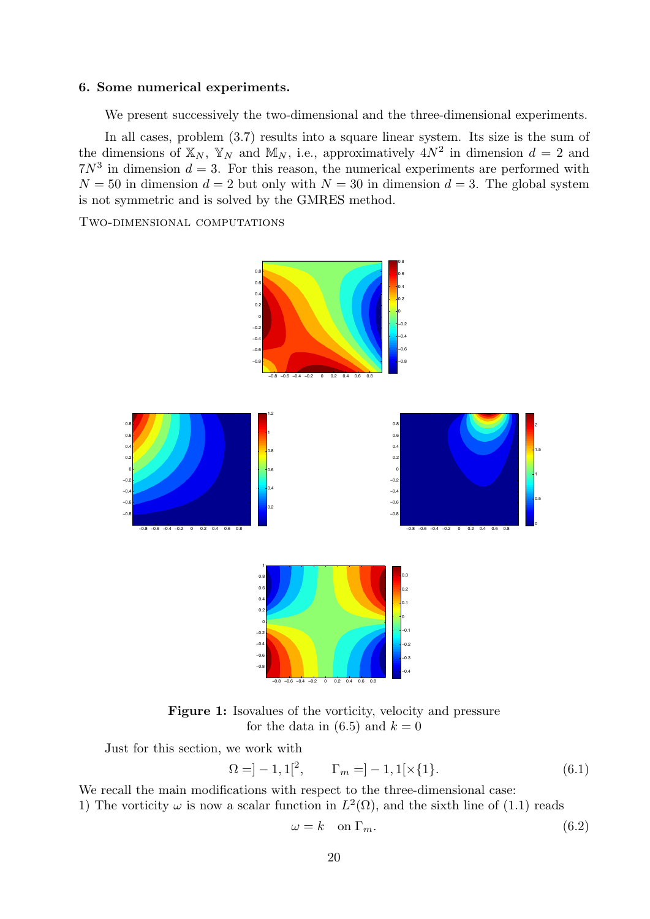## 6. Some numerical experiments.

We present successively the two-dimensional and the three-dimensional experiments.

In all cases, problem (3.7) results into a square linear system. Its size is the sum of the dimensions of $\mathbb{X}_N$, $\mathbb{Y}_N$ and $\mathbb{M}_N$, i.e., approximatively $4N^2$ in dimension $d = 2$ and $7N^3$ in dimension $d = 3$. For this reason, the numerical experiments are performed with $N = 50$ in dimension $d = 2$ but only with $N = 30$ in dimension $d = 3$. The global system is not symmetric and is solved by the GMRES method.

Two-dimensional computations

**Figure 1:** Isovalues of the vorticity, velocity and pressure for the data in (6.5) and $k = 0$

Just for this section, we work with

$$\Omega = ]-1, 1[^2, \qquad \Gamma_m = ]-1, 1[\times\{1\}. \tag{6.1}$$

We recall the main modifications with respect to the three-dimensional case:
1) The vorticity $\omega$ is now a scalar function in $L^2(\Omega)$, and the sixth line of (1.1) reads

$$\omega = k \quad \text{on } \Gamma_m. \tag{6.2}$$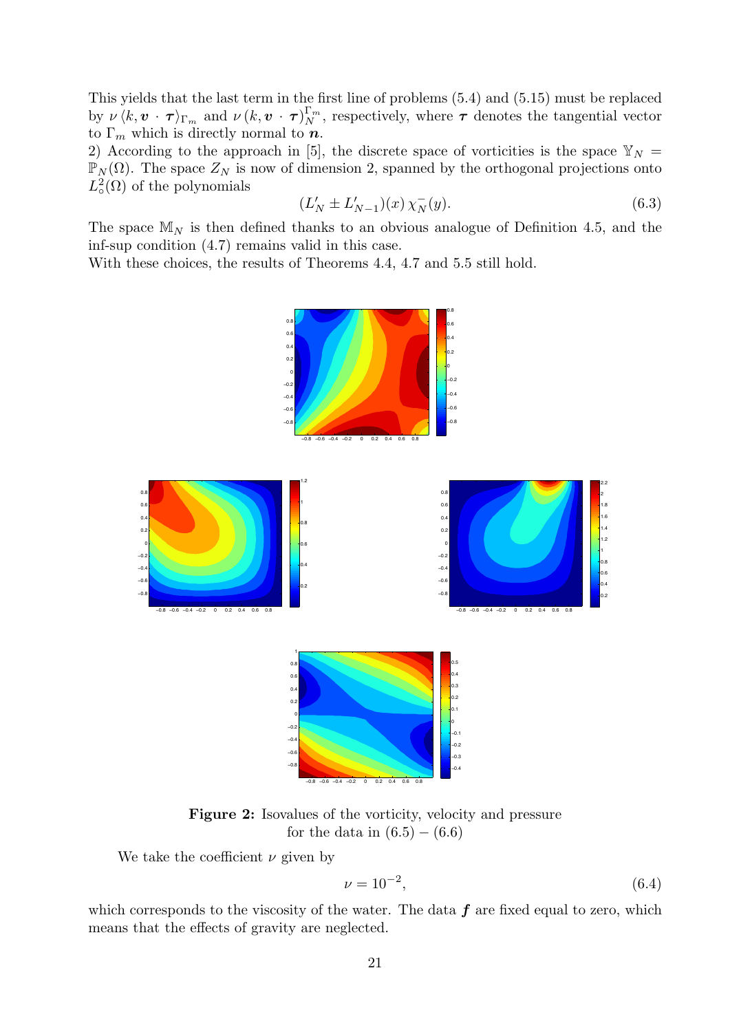This yields that the last term in the first line of problems (5.4) and (5.15) must be replaced by $\nu\, \langle k, \boldsymbol{v} \cdot \boldsymbol{\tau} \rangle_{\Gamma_m}$ and $\nu\, (k, \boldsymbol{v} \cdot \boldsymbol{\tau})_N^{\Gamma_m}$, respectively, where $\boldsymbol{\tau}$ denotes the tangential vector to $\Gamma_m$ which is directly normal to $\boldsymbol{n}$.

2) According to the approach in [5], the discrete space of vorticities is the space $\mathbb{Y}_N = \mathbb{P}_N(\Omega)$. The space $Z_N$ is now of dimension 2, spanned by the orthogonal projections onto $L^2_\circ(\Omega)$ of the polynomials

$$(L'_N \pm L'_{N-1})(x)\, \chi_N^-(y). \tag{6.3}$$

The space $\mathbb{M}_N$ is then defined thanks to an obvious analogue of Definition 4.5, and the inf-sup condition (4.7) remains valid in this case.

With these choices, the results of Theorems 4.4, 4.7 and 5.5 still hold.

**Figure 2:** Isovalues of the vorticity, velocity and pressure for the data in (6.5) – (6.6)

We take the coefficient $\nu$ given by

$$\nu = 10^{-2}, \tag{6.4}$$

which corresponds to the viscosity of the water. The data $\boldsymbol{f}$ are fixed equal to zero, which means that the effects of gravity are neglected.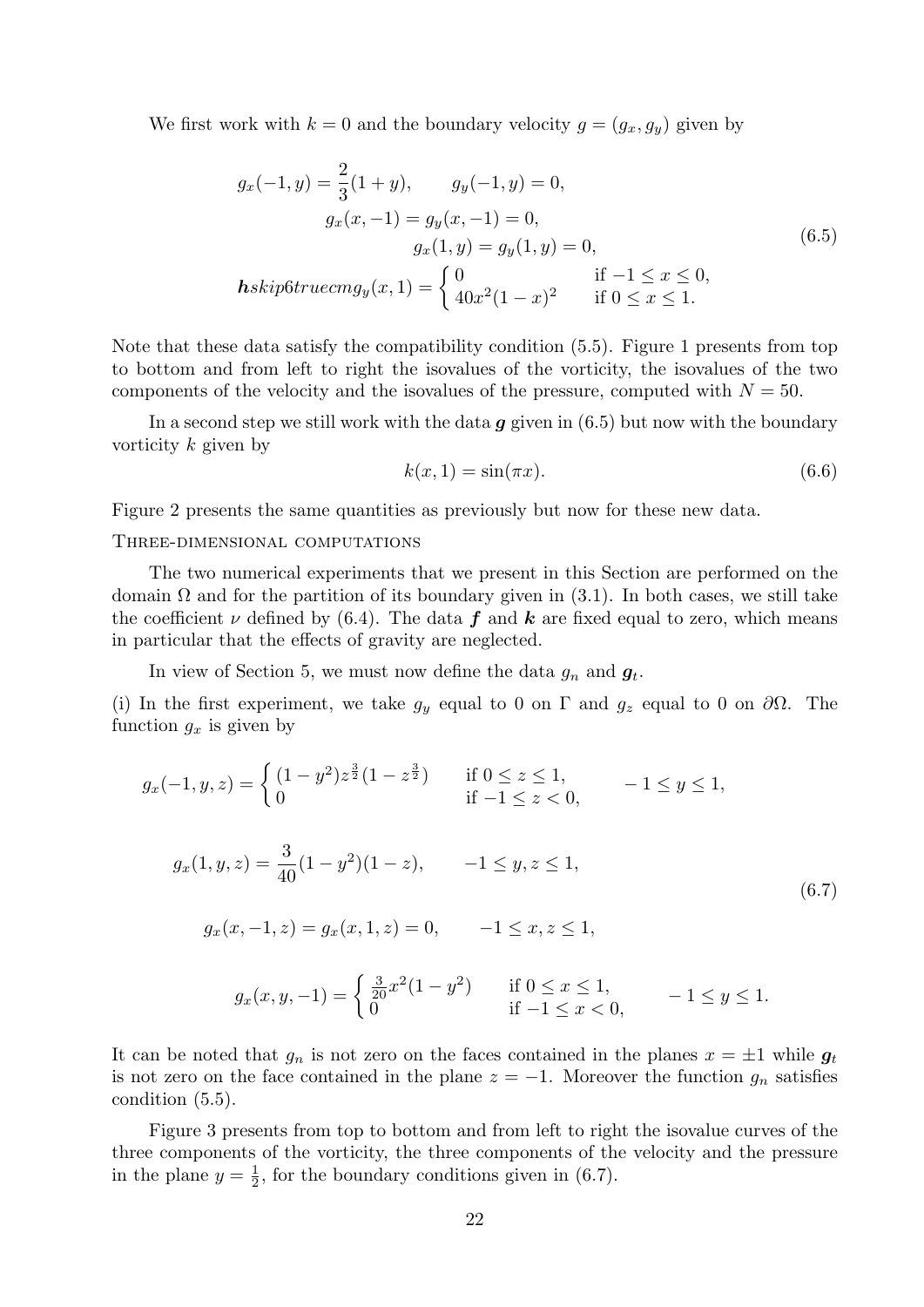We first work with $k = 0$ and the boundary velocity $g = (g_x, g_y)$ given by

$$
\begin{aligned}
g_x(-1, y) = \frac{2}{3}(1 + y), \qquad g_y(-1, y) = 0,\\
g_x(x, -1) = g_y(x, -1) = 0,\\
g_x(1, y) = g_y(1, y) = 0,\\
\boldsymbol{h}skip6truecmg_y(x, 1) = \begin{cases} 0 & \text{if } -1 \le x \le 0,\\ 40x^2(1-x)^2 & \text{if } 0 \le x \le 1. \end{cases}
\end{aligned}
\tag{6.5}
$$

Note that these data satisfy the compatibility condition (5.5). Figure 1 presents from top to bottom and from left to right the isovalues of the vorticity, the isovalues of the two components of the velocity and the isovalues of the pressure, computed with $N = 50$.

In a second step we still work with the data $\boldsymbol{g}$ given in (6.5) but now with the boundary vorticity $k$ given by

$$
k(x, 1) = \sin(\pi x). \tag{6.6}
$$

Figure 2 presents the same quantities as previously but now for these new data.

Three-dimensional computations

The two numerical experiments that we present in this Section are performed on the domain $\Omega$ and for the partition of its boundary given in (3.1). In both cases, we still take the coefficient $\nu$ defined by (6.4). The data $\boldsymbol{f}$ and $\boldsymbol{k}$ are fixed equal to zero, which means in particular that the effects of gravity are neglected.

In view of Section 5, we must now define the data $g_n$ and $\boldsymbol{g}_t$.

(i) In the first experiment, we take $g_y$ equal to 0 on $\Gamma$ and $g_z$ equal to 0 on $\partial\Omega$. The function $g_x$ is given by

$$
\begin{aligned}
& g_x(-1, y, z) = \begin{cases} (1-y^2) z^{\frac{3}{2}} (1 - z^{\frac{3}{2}}) & \text{if } 0 \le z \le 1,\\ 0 & \text{if } -1 \le z < 0, \end{cases} \qquad -1 \le y \le 1,\\
& g_x(1, y, z) = \frac{3}{40}(1-y^2)(1-z), \qquad -1 \le y, z \le 1,\\
& g_x(x, -1, z) = g_x(x, 1, z) = 0, \qquad -1 \le x, z \le 1,\\
& g_x(x, y, -1) = \begin{cases} \frac{3}{20} x^2 (1-y^2) & \text{if } 0 \le x \le 1,\\ 0 & \text{if } -1 \le x < 0, \end{cases} \qquad -1 \le y \le 1.
\end{aligned}
\tag{6.7}
$$

It can be noted that $g_n$ is not zero on the faces contained in the planes $x = \pm 1$ while $\boldsymbol{g}_t$ is not zero on the face contained in the plane $z = -1$. Moreover the function $g_n$ satisfies condition (5.5).

Figure 3 presents from top to bottom and from left to right the isovalue curves of the three components of the vorticity, the three components of the velocity and the pressure in the plane $y = \frac{1}{2}$, for the boundary conditions given in (6.7).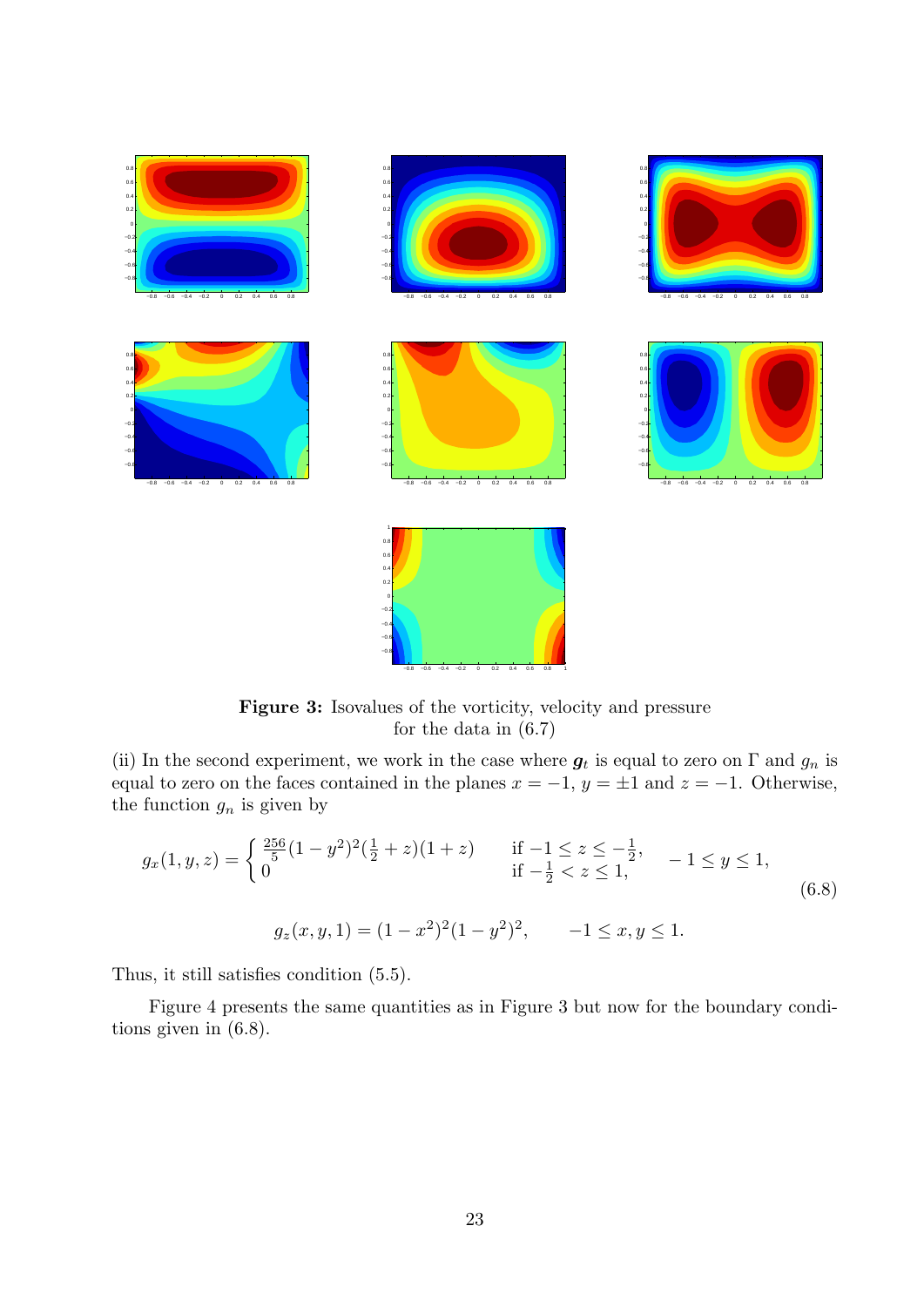**Figure 3:** Isovalues of the vorticity, velocity and pressure for the data in (6.7)

(ii) In the second experiment, we work in the case where $\boldsymbol{g}_t$ is equal to zero on $\Gamma$ and $g_n$ is equal to zero on the faces contained in the planes $x = -1$, $y = \pm 1$ and $z = -1$. Otherwise, the function $g_n$ is given by

$$g_x(1, y, z) = \begin{cases} \frac{256}{5}(1 - y^2)^2(\frac{1}{2} + z)(1 + z) & \text{if } -1 \le z \le -\frac{1}{2}, \\ 0 & \text{if } -\frac{1}{2} < z \le 1, \end{cases} \quad -1 \le y \le 1, \tag{6.8}$$

$$g_z(x, y, 1) = (1 - x^2)^2(1 - y^2)^2, \qquad -1 \le x, y \le 1.$$

Thus, it still satisfies condition (5.5).

Figure 4 presents the same quantities as in Figure 3 but now for the boundary conditions given in (6.8).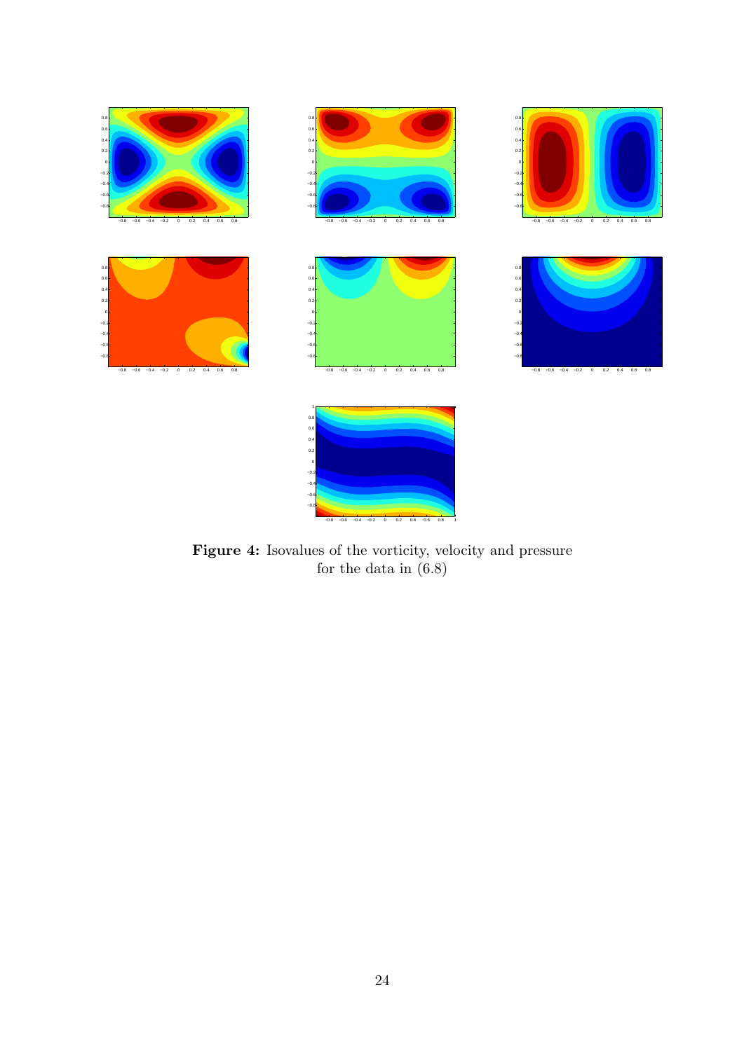**Figure 4:** Isovalues of the vorticity, velocity and pressure for the data in (6.8)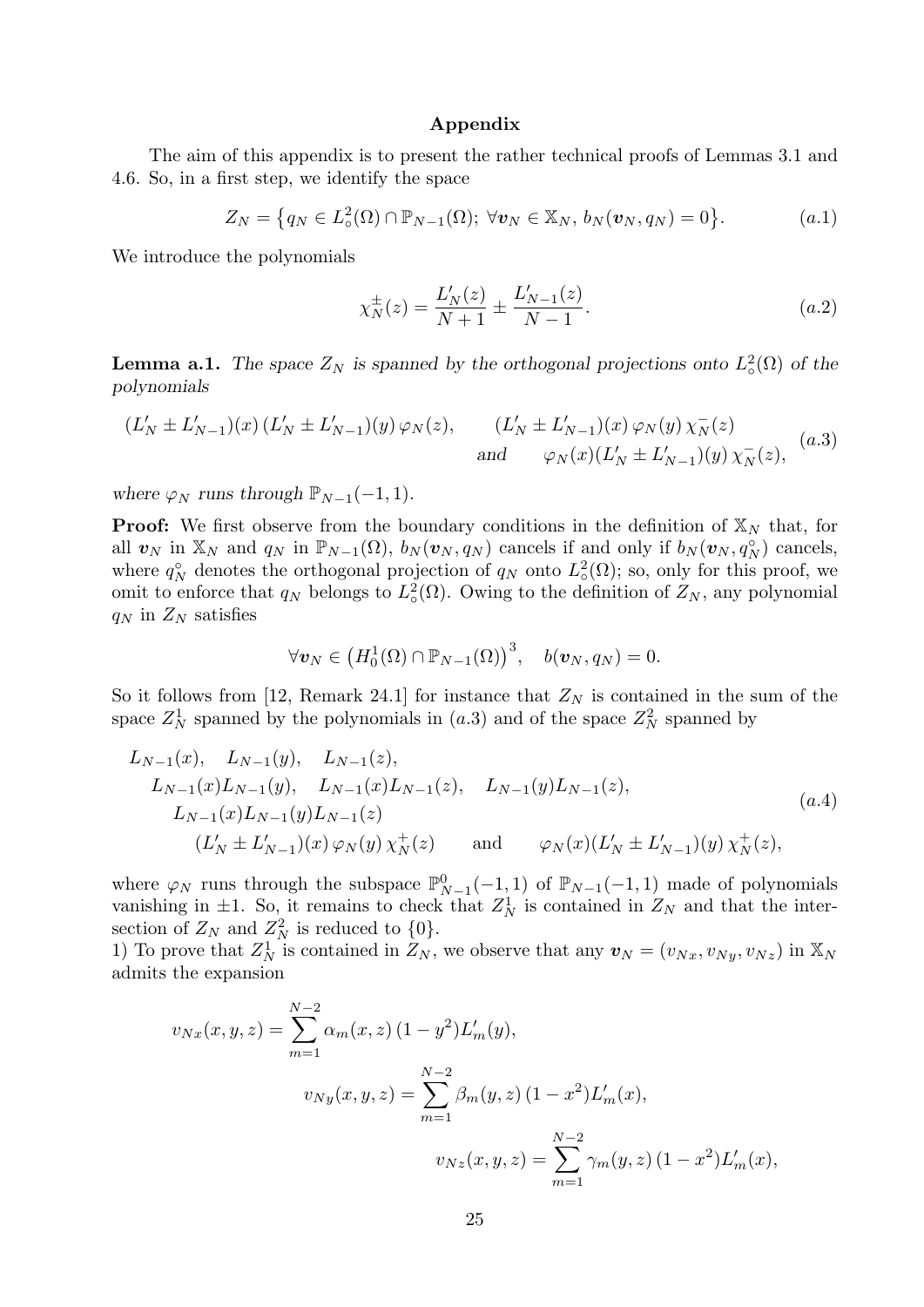**Appendix**

The aim of this appendix is to present the rather technical proofs of Lemmas 3.1 and 4.6. So, in a first step, we identify the space

$$Z_N = \{q_N \in L^2_\circ(\Omega) \cap \mathbb{P}_{N-1}(\Omega);\ \forall \boldsymbol{v}_N \in \mathbb{X}_N,\ b_N(\boldsymbol{v}_N, q_N) = 0\}. \tag{a.1}$$

We introduce the polynomials

$$\chi_N^\pm(z) = \frac{L'_N(z)}{N+1} \pm \frac{L'_{N-1}(z)}{N-1}. \tag{a.2}$$

**Lemma a.1.** *The space $Z_N$ is spanned by the orthogonal projections onto $L^2_\circ(\Omega)$ of the polynomials*

$$\begin{aligned}(L'_N \pm L'_{N-1})(x)\,(L'_N \pm L'_{N-1})(y)\,\varphi_N(z), \qquad &(L'_N \pm L'_{N-1})(x)\,\varphi_N(y)\,\chi_N^-(z)\\ \text{and} \qquad &\varphi_N(x)(L'_N \pm L'_{N-1})(y)\,\chi_N^-(z),\end{aligned} \tag{a.3}$$

*where $\varphi_N$ runs through $\mathbb{P}_{N-1}(-1,1)$.*

**Proof:** We first observe from the boundary conditions in the definition of $\mathbb{X}_N$ that, for all $\boldsymbol{v}_N$ in $\mathbb{X}_N$ and $q_N$ in $\mathbb{P}_{N-1}(\Omega)$, $b_N(\boldsymbol{v}_N, q_N)$ cancels if and only if $b_N(\boldsymbol{v}_N, q_N^\circ)$ cancels, where $q_N^\circ$ denotes the orthogonal projection of $q_N$ onto $L^2_\circ(\Omega)$; so, only for this proof, we omit to enforce that $q_N$ belongs to $L^2_\circ(\Omega)$. Owing to the definition of $Z_N$, any polynomial $q_N$ in $Z_N$ satisfies

$$\forall \boldsymbol{v}_N \in \big(H^1_0(\Omega) \cap \mathbb{P}_{N-1}(\Omega)\big)^3, \quad b(\boldsymbol{v}_N, q_N) = 0.$$

So it follows from [12, Remark 24.1] for instance that $Z_N$ is contained in the sum of the space $Z_N^1$ spanned by the polynomials in $(a.3)$ and of the space $Z_N^2$ spanned by

$$\begin{aligned}&L_{N-1}(x), \quad L_{N-1}(y), \quad L_{N-1}(z),\\ &L_{N-1}(x)L_{N-1}(y), \quad L_{N-1}(x)L_{N-1}(z), \quad L_{N-1}(y)L_{N-1}(z),\\ &L_{N-1}(x)L_{N-1}(y)L_{N-1}(z)\\ &(L'_N \pm L'_{N-1})(x)\,\varphi_N(y)\,\chi_N^+(z) \qquad \text{and} \qquad \varphi_N(x)(L'_N \pm L'_{N-1})(y)\,\chi_N^+(z),\end{aligned} \tag{a.4}$$

where $\varphi_N$ runs through the subspace $\mathbb{P}^0_{N-1}(-1,1)$ of $\mathbb{P}_{N-1}(-1,1)$ made of polynomials vanishing in $\pm 1$. So, it remains to check that $Z_N^1$ is contained in $Z_N$ and that the intersection of $Z_N$ and $Z_N^2$ is reduced to $\{0\}$.

1) To prove that $Z_N^1$ is contained in $Z_N$, we observe that any $\boldsymbol{v}_N = (v_{Nx}, v_{Ny}, v_{Nz})$ in $\mathbb{X}_N$ admits the expansion

$$\begin{aligned}v_{Nx}(x,y,z) &= \sum_{m=1}^{N-2} \alpha_m(x,z)\,(1-y^2)L'_m(y),\\ v_{Ny}(x,y,z) &= \sum_{m=1}^{N-2} \beta_m(y,z)\,(1-x^2)L'_m(x),\\ v_{Nz}(x,y,z) &= \sum_{m=1}^{N-2} \gamma_m(y,z)\,(1-x^2)L'_m(x),\end{aligned}$$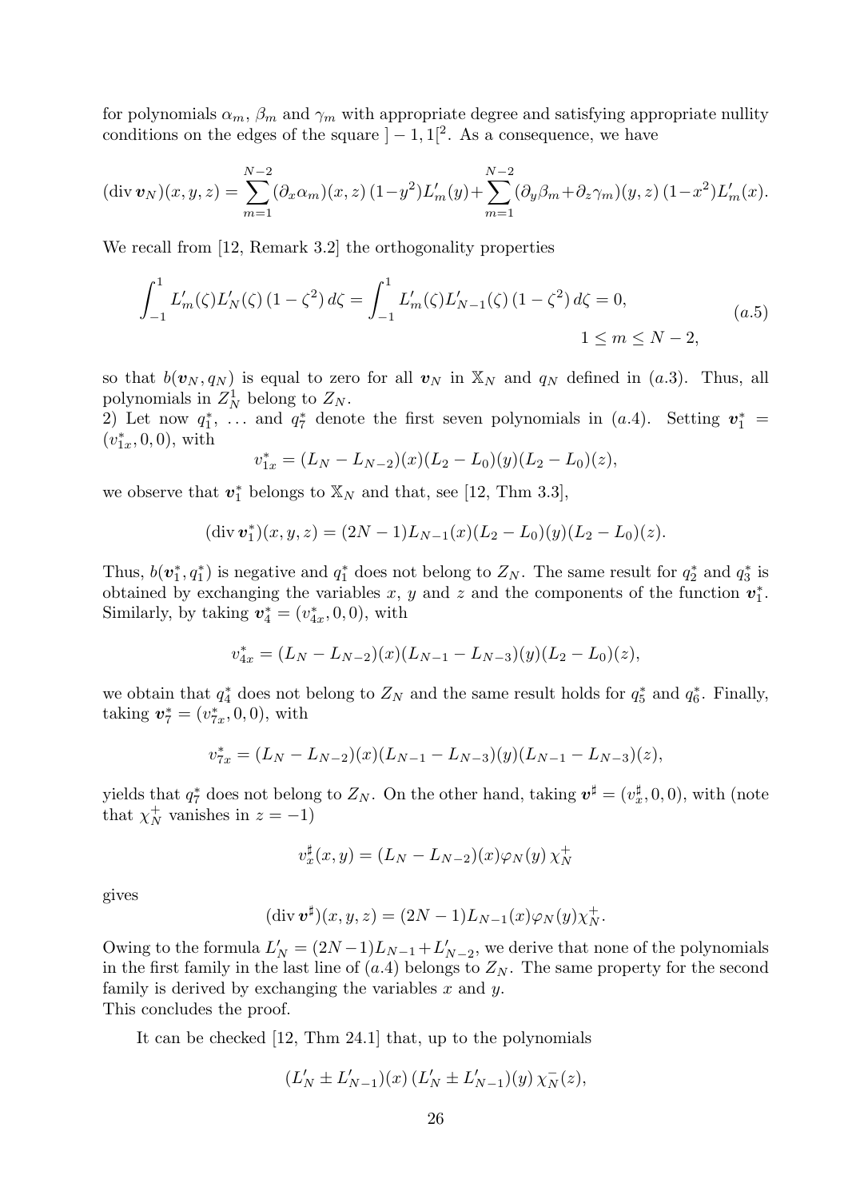for polynomials $\alpha_m$, $\beta_m$ and $\gamma_m$ with appropriate degree and satisfying appropriate nullity conditions on the edges of the square $]-1,1[^2$. As a consequence, we have

$$(\operatorname{div} \boldsymbol{v}_N)(x,y,z) = \sum_{m=1}^{N-2} (\partial_x \alpha_m)(x,z)\,(1-y^2) L'_m(y) + \sum_{m=1}^{N-2} (\partial_y \beta_m + \partial_z \gamma_m)(y,z)\,(1-x^2) L'_m(x).$$

We recall from [12, Remark 3.2] the orthogonality properties

$$\int_{-1}^{1} L'_m(\zeta) L'_N(\zeta)\,(1-\zeta^2)\,d\zeta = \int_{-1}^{1} L'_m(\zeta) L'_{N-1}(\zeta)\,(1-\zeta^2)\,d\zeta = 0, \qquad 1 \le m \le N-2, \tag{a.5}$$

so that $b(\boldsymbol{v}_N, q_N)$ is equal to zero for all $\boldsymbol{v}_N$ in $\mathbb{X}_N$ and $q_N$ defined in $(a.3)$. Thus, all polynomials in $Z_N^1$ belong to $Z_N$.

2) Let now $q_1^*$, ... and $q_7^*$ denote the first seven polynomials in $(a.4)$. Setting $\boldsymbol{v}_1^* = (v_{1x}^*, 0, 0)$, with

$$v_{1x}^* = (L_N - L_{N-2})(x)(L_2 - L_0)(y)(L_2 - L_0)(z),$$

we observe that $\boldsymbol{v}_1^*$ belongs to $\mathbb{X}_N$ and that, see [12, Thm 3.3],

$$(\operatorname{div} \boldsymbol{v}_1^*)(x,y,z) = (2N-1) L_{N-1}(x)(L_2 - L_0)(y)(L_2 - L_0)(z).$$

Thus, $b(\boldsymbol{v}_1^*, q_1^*)$ is negative and $q_1^*$ does not belong to $Z_N$. The same result for $q_2^*$ and $q_3^*$ is obtained by exchanging the variables $x$, $y$ and $z$ and the components of the function $\boldsymbol{v}_1^*$. Similarly, by taking $\boldsymbol{v}_4^* = (v_{4x}^*, 0, 0)$, with

$$v_{4x}^* = (L_N - L_{N-2})(x)(L_{N-1} - L_{N-3})(y)(L_2 - L_0)(z),$$

we obtain that $q_4^*$ does not belong to $Z_N$ and the same result holds for $q_5^*$ and $q_6^*$. Finally, taking $\boldsymbol{v}_7^* = (v_{7x}^*, 0, 0)$, with

$$v_{7x}^* = (L_N - L_{N-2})(x)(L_{N-1} - L_{N-3})(y)(L_{N-1} - L_{N-3})(z),$$

yields that $q_7^*$ does not belong to $Z_N$. On the other hand, taking $\boldsymbol{v}^\sharp = (v_x^\sharp, 0, 0)$, with (note that $\chi_N^+$ vanishes in $z = -1$)

$$v_x^\sharp(x,y) = (L_N - L_{N-2})(x)\varphi_N(y)\,\chi_N^+$$

gives

$$(\operatorname{div} \boldsymbol{v}^\sharp)(x,y,z) = (2N-1) L_{N-1}(x)\varphi_N(y)\chi_N^+.$$

Owing to the formula $L'_N = (2N-1)L_{N-1} + L'_{N-2}$, we derive that none of the polynomials in the first family in the last line of $(a.4)$ belongs to $Z_N$. The same property for the second family is derived by exchanging the variables $x$ and $y$.
This concludes the proof.

It can be checked [12, Thm 24.1] that, up to the polynomials

$$(L'_N \pm L'_{N-1})(x)\,(L'_N \pm L'_{N-1})(y)\,\chi_N^-(z),$$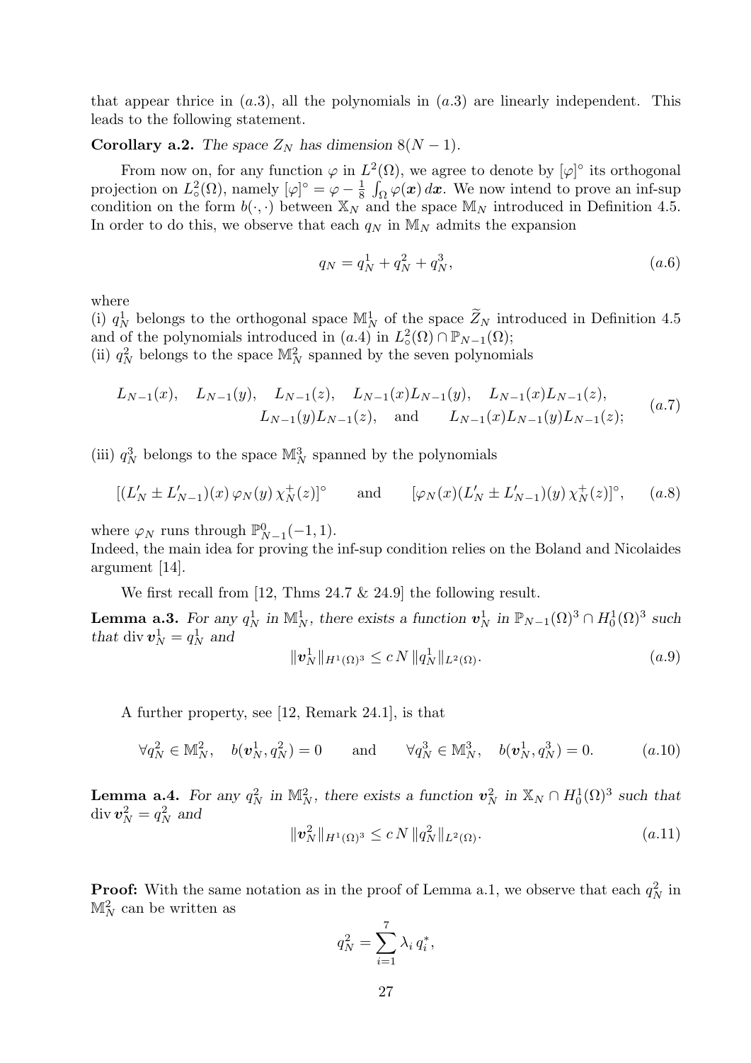that appear thrice in $(a.3)$, all the polynomials in $(a.3)$ are linearly independent. This leads to the following statement.

**Corollary a.2.** *The space $Z_N$ has dimension $8(N-1)$.*

From now on, for any function $\varphi$ in $L^2(\Omega)$, we agree to denote by $[\varphi]^\circ$ its orthogonal projection on $L^2_\circ(\Omega)$, namely $[\varphi]^\circ = \varphi - \frac{1}{8}\int_\Omega \varphi(\boldsymbol{x})\,d\boldsymbol{x}$. We now intend to prove an inf-sup condition on the form $b(\cdot,\cdot)$ between $\mathbb{X}_N$ and the space $\mathbb{M}_N$ introduced in Definition 4.5. In order to do this, we observe that each $q_N$ in $\mathbb{M}_N$ admits the expansion

$$q_N = q_N^1 + q_N^2 + q_N^3, \tag{a.6}$$

where
(i) $q_N^1$ belongs to the orthogonal space $\mathbb{M}_N^1$ of the space $\widetilde{Z}_N$ introduced in Definition 4.5 and of the polynomials introduced in $(a.4)$ in $L^2_\circ(\Omega) \cap \mathbb{P}_{N-1}(\Omega)$;
(ii) $q_N^2$ belongs to the space $\mathbb{M}_N^2$ spanned by the seven polynomials

$$\begin{aligned} L_{N-1}(x), \quad L_{N-1}(y), \quad L_{N-1}(z), \quad L_{N-1}(x)L_{N-1}(y), \quad L_{N-1}(x)L_{N-1}(z), \\ L_{N-1}(y)L_{N-1}(z), \quad \text{and} \qquad L_{N-1}(x)L_{N-1}(y)L_{N-1}(z); \end{aligned} \tag{a.7}$$

(iii) $q_N^3$ belongs to the space $\mathbb{M}_N^3$ spanned by the polynomials

$$[(L_N' \pm L_{N-1}')(x)\,\varphi_N(y)\,\chi_N^+(z)]^\circ \qquad \text{and} \qquad [\varphi_N(x)(L_N' \pm L_{N-1}')(y)\,\chi_N^+(z)]^\circ, \tag{a.8}$$

where $\varphi_N$ runs through $\mathbb{P}^0_{N-1}(-1,1)$.
Indeed, the main idea for proving the inf-sup condition relies on the Boland and Nicolaides argument [14].

We first recall from [12, Thms 24.7 & 24.9] the following result.

**Lemma a.3.** *For any $q_N^1$ in $\mathbb{M}_N^1$, there exists a function $\boldsymbol{v}_N^1$ in $\mathbb{P}_{N-1}(\Omega)^3 \cap H_0^1(\Omega)^3$ such that $\operatorname{div} \boldsymbol{v}_N^1 = q_N^1$ and*

$$\|\boldsymbol{v}_N^1\|_{H^1(\Omega)^3} \leq c\,N\,\|q_N^1\|_{L^2(\Omega)}. \tag{a.9}$$

A further property, see [12, Remark 24.1], is that

$$\forall q_N^2 \in \mathbb{M}_N^2, \quad b(\boldsymbol{v}_N^1, q_N^2) = 0 \qquad \text{and} \qquad \forall q_N^3 \in \mathbb{M}_N^3, \quad b(\boldsymbol{v}_N^1, q_N^3) = 0. \tag{a.10}$$

**Lemma a.4.** *For any $q_N^2$ in $\mathbb{M}_N^2$, there exists a function $\boldsymbol{v}_N^2$ in $\mathbb{X}_N \cap H_0^1(\Omega)^3$ such that $\operatorname{div} \boldsymbol{v}_N^2 = q_N^2$ and*

$$\|\boldsymbol{v}_N^2\|_{H^1(\Omega)^3} \leq c\,N\,\|q_N^2\|_{L^2(\Omega)}. \tag{a.11}$$

**Proof:** With the same notation as in the proof of Lemma a.1, we observe that each $q_N^2$ in $\mathbb{M}_N^2$ can be written as

$$q_N^2 = \sum_{i=1}^{7} \lambda_i\, q_i^*,$$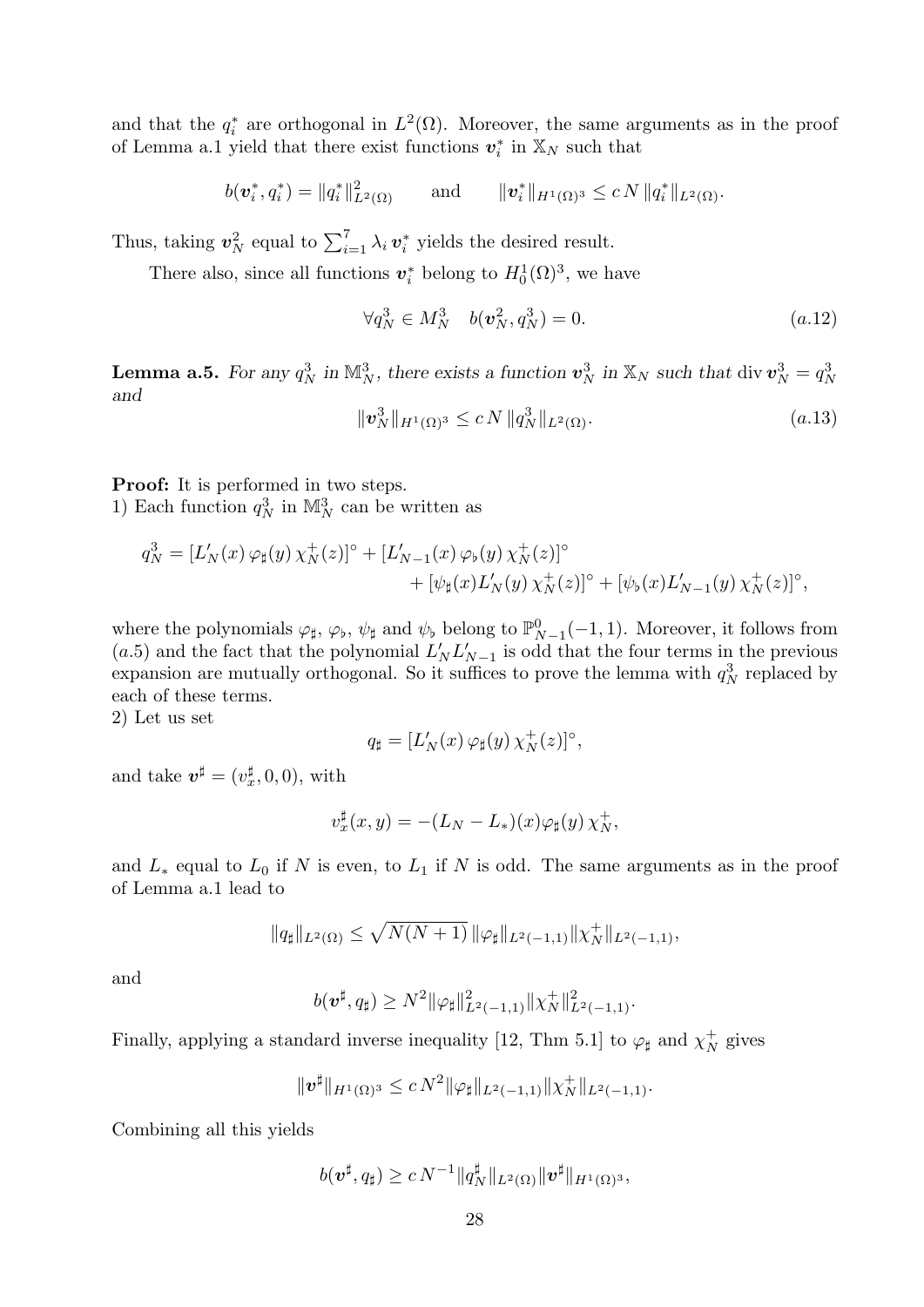and that the $q_i^*$ are orthogonal in $L^2(\Omega)$. Moreover, the same arguments as in the proof of Lemma a.1 yield that there exist functions $\boldsymbol{v}_i^*$ in $\mathbb{X}_N$ such that

$$b(\boldsymbol{v}_i^*, q_i^*) = \|q_i^*\|^2_{L^2(\Omega)} \qquad \text{and} \qquad \|\boldsymbol{v}_i^*\|_{H^1(\Omega)^3} \le c\, N\, \|q_i^*\|_{L^2(\Omega)}.$$

Thus, taking $\boldsymbol{v}_N^2$ equal to $\sum_{i=1}^7 \lambda_i\, \boldsymbol{v}_i^*$ yields the desired result.

There also, since all functions $\boldsymbol{v}_i^*$ belong to $H_0^1(\Omega)^3$, we have

$$\forall q_N^3 \in M_N^3 \quad b(\boldsymbol{v}_N^2, q_N^3) = 0. \tag{a.12}$$

**Lemma a.5.** *For any $q_N^3$ in $\mathbb{M}_N^3$, there exists a function $\boldsymbol{v}_N^3$ in $\mathbb{X}_N$ such that* $\operatorname{div} \boldsymbol{v}_N^3 = q_N^3$ *and*

$$\|\boldsymbol{v}_N^3\|_{H^1(\Omega)^3} \le c\, N\, \|q_N^3\|_{L^2(\Omega)}. \tag{a.13}$$

**Proof:** It is performed in two steps.
1) Each function $q_N^3$ in $\mathbb{M}_N^3$ can be written as

$$q_N^3 = [L_N'(x)\, \varphi_\sharp(y)\, \chi_N^+(z)]^\circ + [L_{N-1}'(x)\, \varphi_\flat(y)\, \chi_N^+(z)]^\circ + [\psi_\sharp(x) L_N'(y)\, \chi_N^+(z)]^\circ + [\psi_\flat(x) L_{N-1}'(y)\, \chi_N^+(z)]^\circ,$$

where the polynomials $\varphi_\sharp$, $\varphi_\flat$, $\psi_\sharp$ and $\psi_\flat$ belong to $\mathbb{P}_{N-1}^0(-1,1)$. Moreover, it follows from $(a.5)$ and the fact that the polynomial $L_N' L_{N-1}'$ is odd that the four terms in the previous expansion are mutually orthogonal. So it suffices to prove the lemma with $q_N^3$ replaced by each of these terms.
2) Let us set

$$q_\sharp = [L_N'(x)\, \varphi_\sharp(y)\, \chi_N^+(z)]^\circ,$$

and take $\boldsymbol{v}^\sharp = (v_x^\sharp, 0, 0)$, with

$$v_x^\sharp(x,y) = -(L_N - L_*)(x) \varphi_\sharp(y)\, \chi_N^+,$$

and $L_*$ equal to $L_0$ if $N$ is even, to $L_1$ if $N$ is odd. The same arguments as in the proof of Lemma a.1 lead to

$$\|q_\sharp\|_{L^2(\Omega)} \le \sqrt{N(N+1)}\, \|\varphi_\sharp\|_{L^2(-1,1)} \|\chi_N^+\|_{L^2(-1,1)},$$

and

$$b(\boldsymbol{v}^\sharp, q_\sharp) \ge N^2 \|\varphi_\sharp\|^2_{L^2(-1,1)} \|\chi_N^+\|^2_{L^2(-1,1)}.$$

Finally, applying a standard inverse inequality [12, Thm 5.1] to $\varphi_\sharp$ and $\chi_N^+$ gives

$$\|\boldsymbol{v}^\sharp\|_{H^1(\Omega)^3} \le c\, N^2 \|\varphi_\sharp\|_{L^2(-1,1)} \|\chi_N^+\|_{L^2(-1,1)}.$$

Combining all this yields

$$b(\boldsymbol{v}^\sharp, q_\sharp) \ge c\, N^{-1} \|q_N^\sharp\|_{L^2(\Omega)} \|\boldsymbol{v}^\sharp\|_{H^1(\Omega)^3},$$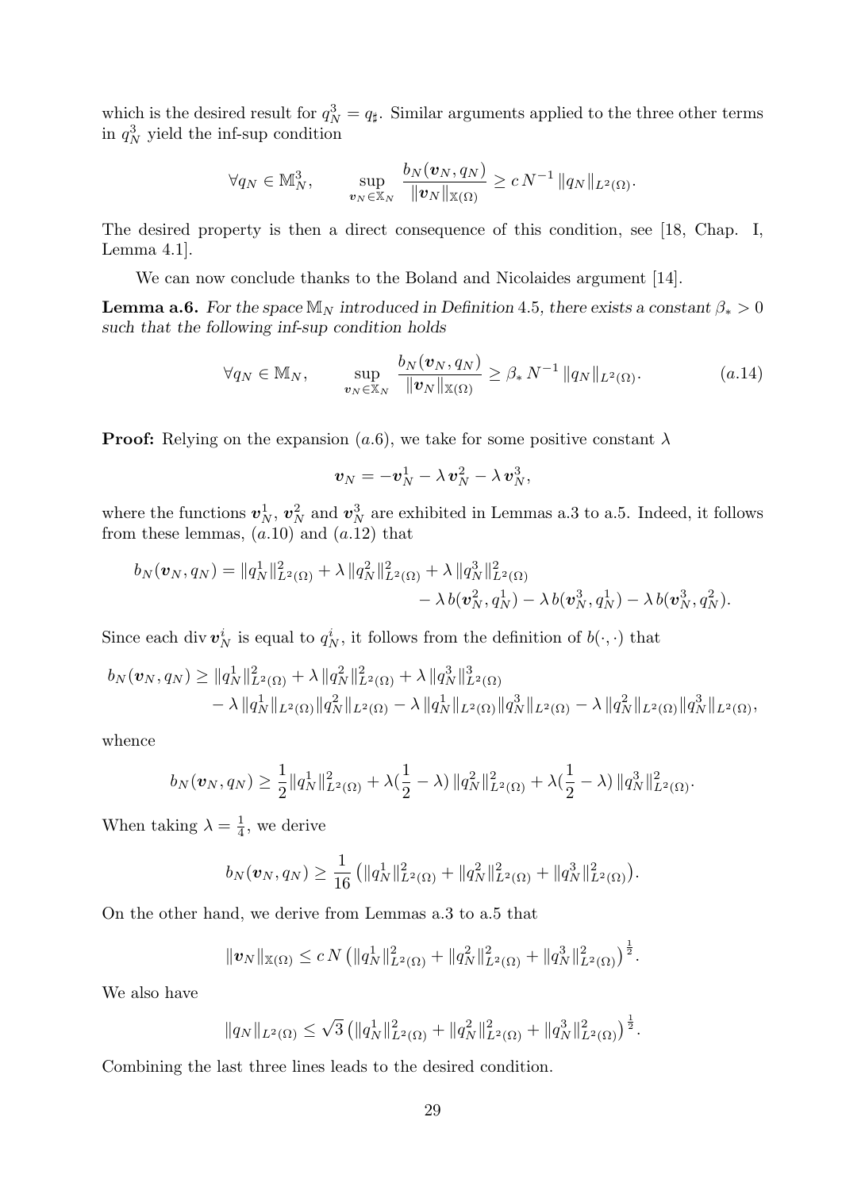which is the desired result for $q_N^3 = q_\sharp$. Similar arguments applied to the three other terms in $q_N^3$ yield the inf-sup condition

$$\forall q_N \in \mathbb{M}_N^3, \qquad \sup_{\boldsymbol{v}_N \in \mathbb{X}_N} \frac{b_N(\boldsymbol{v}_N, q_N)}{\|\boldsymbol{v}_N\|_{\mathbb{X}(\Omega)}} \geq c\, N^{-1} \|q_N\|_{L^2(\Omega)}.$$

The desired property is then a direct consequence of this condition, see [18, Chap. I, Lemma 4.1].

We can now conclude thanks to the Boland and Nicolaides argument [14].

**Lemma a.6.** *For the space $\mathbb{M}_N$ introduced in Definition 4.5, there exists a constant $\beta_* > 0$ such that the following inf-sup condition holds*

$$\forall q_N \in \mathbb{M}_N, \qquad \sup_{\boldsymbol{v}_N \in \mathbb{X}_N} \frac{b_N(\boldsymbol{v}_N, q_N)}{\|\boldsymbol{v}_N\|_{\mathbb{X}(\Omega)}} \geq \beta_*\, N^{-1} \|q_N\|_{L^2(\Omega)}. \qquad (a.14)$$

**Proof:** Relying on the expansion $(a.6)$, we take for some positive constant $\lambda$

$$\boldsymbol{v}_N = -\boldsymbol{v}_N^1 - \lambda\, \boldsymbol{v}_N^2 - \lambda\, \boldsymbol{v}_N^3,$$

where the functions $\boldsymbol{v}_N^1$, $\boldsymbol{v}_N^2$ and $\boldsymbol{v}_N^3$ are exhibited in Lemmas a.3 to a.5. Indeed, it follows from these lemmas, $(a.10)$ and $(a.12)$ that

$$\begin{aligned} b_N(\boldsymbol{v}_N, q_N) = \|q_N^1\|_{L^2(\Omega)}^2 + \lambda\, \|q_N^2\|_{L^2(\Omega)}^2 + \lambda\, \|q_N^3\|_{L^2(\Omega)}^2 \\ - \lambda\, b(\boldsymbol{v}_N^2, q_N^1) - \lambda\, b(\boldsymbol{v}_N^3, q_N^1) - \lambda\, b(\boldsymbol{v}_N^3, q_N^2). \end{aligned}$$

Since each $\operatorname{div} \boldsymbol{v}_N^i$ is equal to $q_N^i$, it follows from the definition of $b(\cdot,\cdot)$ that

$$\begin{aligned} b_N(\boldsymbol{v}_N, q_N) \geq \|q_N^1\|_{L^2(\Omega)}^2 + \lambda\, \|q_N^2\|_{L^2(\Omega)}^2 + \lambda\, \|q_N^3\|_{L^2(\Omega)}^3 \\ - \lambda\, \|q_N^1\|_{L^2(\Omega)} \|q_N^2\|_{L^2(\Omega)} - \lambda\, \|q_N^1\|_{L^2(\Omega)} \|q_N^3\|_{L^2(\Omega)} - \lambda\, \|q_N^2\|_{L^2(\Omega)} \|q_N^3\|_{L^2(\Omega)}, \end{aligned}$$

whence

$$b_N(\boldsymbol{v}_N, q_N) \geq \frac{1}{2} \|q_N^1\|_{L^2(\Omega)}^2 + \lambda (\frac{1}{2} - \lambda)\, \|q_N^2\|_{L^2(\Omega)}^2 + \lambda (\frac{1}{2} - \lambda)\, \|q_N^3\|_{L^2(\Omega)}^2.$$

When taking $\lambda = \frac{1}{4}$, we derive

$$b_N(\boldsymbol{v}_N, q_N) \geq \frac{1}{16} \big( \|q_N^1\|_{L^2(\Omega)}^2 + \|q_N^2\|_{L^2(\Omega)}^2 + \|q_N^3\|_{L^2(\Omega)}^2 \big).$$

On the other hand, we derive from Lemmas a.3 to a.5 that

$$\|\boldsymbol{v}_N\|_{\mathbb{X}(\Omega)} \leq c\, N \big( \|q_N^1\|_{L^2(\Omega)}^2 + \|q_N^2\|_{L^2(\Omega)}^2 + \|q_N^3\|_{L^2(\Omega)}^2 \big)^{\frac{1}{2}}.$$

We also have

$$\|q_N\|_{L^2(\Omega)} \leq \sqrt{3} \big( \|q_N^1\|_{L^2(\Omega)}^2 + \|q_N^2\|_{L^2(\Omega)}^2 + \|q_N^3\|_{L^2(\Omega)}^2 \big)^{\frac{1}{2}}.$$

Combining the last three lines leads to the desired condition.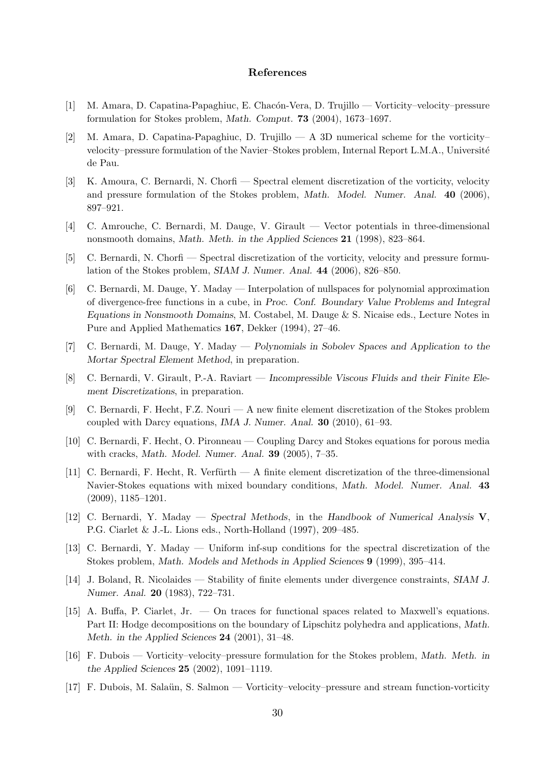## References

[1] M. Amara, D. Capatina-Papaghiuc, E. Chacón-Vera, D. Trujillo — Vorticity–velocity–pressure formulation for Stokes problem, *Math. Comput.* **73** (2004), 1673–1697.

[2] M. Amara, D. Capatina-Papaghiuc, D. Trujillo — A 3D numerical scheme for the vorticity–velocity–pressure formulation of the Navier–Stokes problem, Internal Report L.M.A., Université de Pau.

[3] K. Amoura, C. Bernardi, N. Chorfi — Spectral element discretization of the vorticity, velocity and pressure formulation of the Stokes problem, *Math. Model. Numer. Anal.* **40** (2006), 897–921.

[4] C. Amrouche, C. Bernardi, M. Dauge, V. Girault — Vector potentials in three-dimensional nonsmooth domains, *Math. Meth. in the Applied Sciences* **21** (1998), 823–864.

[5] C. Bernardi, N. Chorfi — Spectral discretization of the vorticity, velocity and pressure formulation of the Stokes problem, *SIAM J. Numer. Anal.* **44** (2006), 826–850.

[6] C. Bernardi, M. Dauge, Y. Maday — Interpolation of nullspaces for polynomial approximation of divergence-free functions in a cube, in *Proc. Conf. Boundary Value Problems and Integral Equations in Nonsmooth Domains*, M. Costabel, M. Dauge & S. Nicaise eds., Lecture Notes in Pure and Applied Mathematics **167**, Dekker (1994), 27–46.

[7] C. Bernardi, M. Dauge, Y. Maday — *Polynomials in Sobolev Spaces and Application to the Mortar Spectral Element Method*, in preparation.

[8] C. Bernardi, V. Girault, P.-A. Raviart — *Incompressible Viscous Fluids and their Finite Element Discretizations*, in preparation.

[9] C. Bernardi, F. Hecht, F.Z. Nouri — A new finite element discretization of the Stokes problem coupled with Darcy equations, *IMA J. Numer. Anal.* **30** (2010), 61–93.

[10] C. Bernardi, F. Hecht, O. Pironneau — Coupling Darcy and Stokes equations for porous media with cracks, *Math. Model. Numer. Anal.* **39** (2005), 7–35.

[11] C. Bernardi, F. Hecht, R. Verfürth — A finite element discretization of the three-dimensional Navier-Stokes equations with mixed boundary conditions, *Math. Model. Numer. Anal.* **43** (2009), 1185–1201.

[12] C. Bernardi, Y. Maday — *Spectral Methods*, in the *Handbook of Numerical Analysis* **V**, P.G. Ciarlet & J.-L. Lions eds., North-Holland (1997), 209–485.

[13] C. Bernardi, Y. Maday — Uniform inf-sup conditions for the spectral discretization of the Stokes problem, *Math. Models and Methods in Applied Sciences* **9** (1999), 395–414.

[14] J. Boland, R. Nicolaides — Stability of finite elements under divergence constraints, *SIAM J. Numer. Anal.* **20** (1983), 722–731.

[15] A. Buffa, P. Ciarlet, Jr. — On traces for functional spaces related to Maxwell's equations. Part II: Hodge decompositions on the boundary of Lipschitz polyhedra and applications, *Math. Meth. in the Applied Sciences* **24** (2001), 31–48.

[16] F. Dubois — Vorticity–velocity–pressure formulation for the Stokes problem, *Math. Meth. in the Applied Sciences* **25** (2002), 1091–1119.

[17] F. Dubois, M. Salaün, S. Salmon — Vorticity–velocity–pressure and stream function-vorticity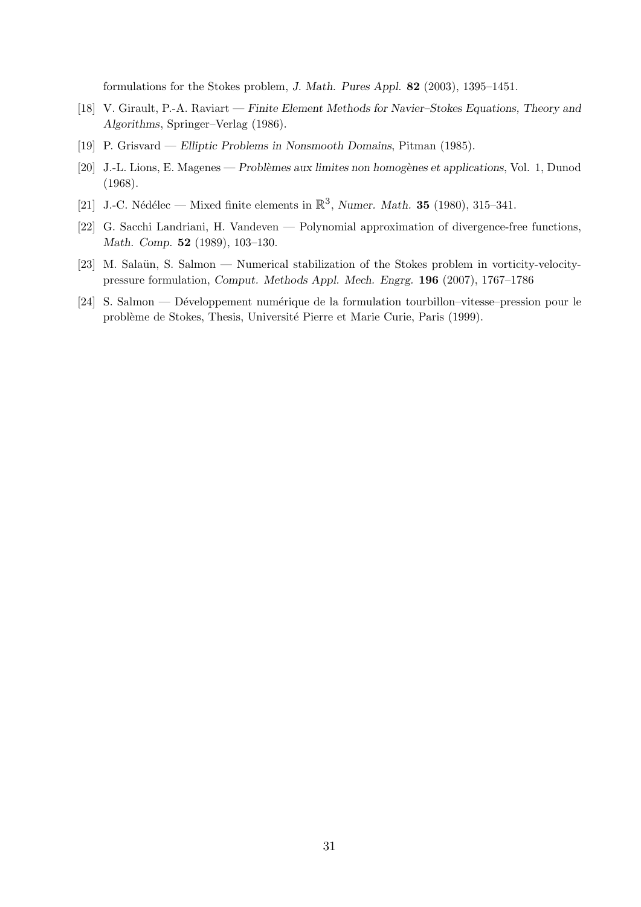formulations for the Stokes problem, *J. Math. Pures Appl.* **82** (2003), 1395–1451.

[18] V. Girault, P.-A. Raviart — *Finite Element Methods for Navier–Stokes Equations, Theory and Algorithms*, Springer–Verlag (1986).

[19] P. Grisvard — *Elliptic Problems in Nonsmooth Domains*, Pitman (1985).

[20] J.-L. Lions, E. Magenes — *Problèmes aux limites non homogènes et applications*, Vol. 1, Dunod (1968).

[21] J.-C. Nédélec — Mixed finite elements in $\mathbb{R}^3$, *Numer. Math.* **35** (1980), 315–341.

[22] G. Sacchi Landriani, H. Vandeven — Polynomial approximation of divergence-free functions, *Math. Comp.* **52** (1989), 103–130.

[23] M. Salaün, S. Salmon — Numerical stabilization of the Stokes problem in vorticity-velocity-pressure formulation, *Comput. Methods Appl. Mech. Engrg.* **196** (2007), 1767–1786

[24] S. Salmon — Développement numérique de la formulation tourbillon–vitesse–pression pour le problème de Stokes, Thesis, Université Pierre et Marie Curie, Paris (1999).